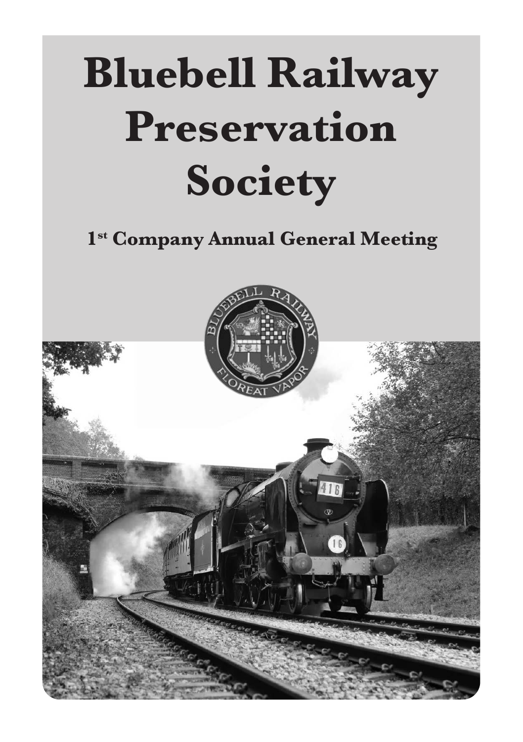# Bluebell Railway Preservation Society

## 1st Company Annual General Meeting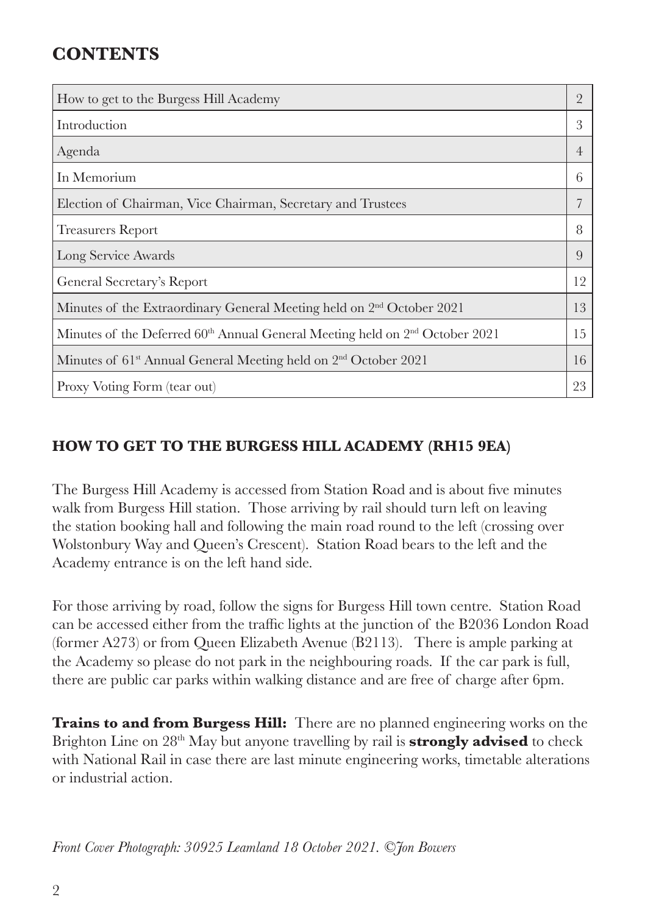## CONTENTS

| | |
|---|---|
| How to get to the Burgess Hill Academy | 2 |
| Introduction | 3 |
| Agenda | 4 |
| In Memorium | 6 |
| Election of Chairman, Vice Chairman, Secretary and Trustees | 7 |
| Treasurers Report | 8 |
| Long Service Awards | 9 |
| General Secretary's Report | 12 |
| Minutes of the Extraordinary General Meeting held on 2nd October 2021 | 13 |
| Minutes of the Deferred 60th Annual General Meeting held on 2nd October 2021 | 15 |
| Minutes of 61st Annual General Meeting held on 2nd October 2021 | 16 |
| Proxy Voting Form (tear out) | 23 |

### HOW TO GET TO THE BURGESS HILL ACADEMY (RH15 9EA)

The Burgess Hill Academy is accessed from Station Road and is about five minutes walk from Burgess Hill station. Those arriving by rail should turn left on leaving the station booking hall and following the main road round to the left (crossing over Wolstonbury Way and Queen's Crescent). Station Road bears to the left and the Academy entrance is on the left hand side.

For those arriving by road, follow the signs for Burgess Hill town centre. Station Road can be accessed either from the traffic lights at the junction of the B2036 London Road (former A273) or from Queen Elizabeth Avenue (B2113). There is ample parking at the Academy so please do not park in the neighbouring roads. If the car park is full, there are public car parks within walking distance and are free of charge after 6pm.

**Trains to and from Burgess Hill:** There are no planned engineering works on the Brighton Line on 28th May but anyone travelling by rail is **strongly advised** to check with National Rail in case there are last minute engineering works, timetable alterations or industrial action.

*Front Cover Photograph: 30925 Leamland 18 October 2021. ©Jon Bowers*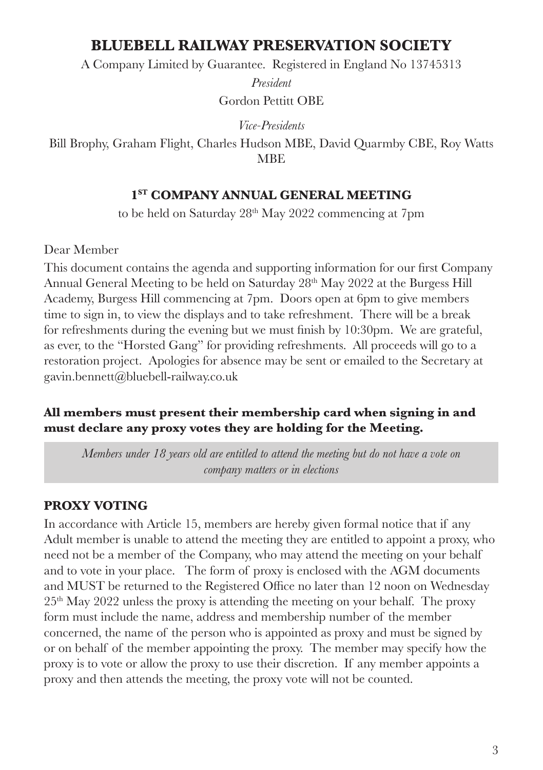# BLUEBELL RAILWAY PRESERVATION SOCIETY

A Company Limited by Guarantee. Registered in England No 13745313

*President*

Gordon Pettitt OBE

*Vice-Presidents*

Bill Brophy, Graham Flight, Charles Hudson MBE, David Quarmby CBE, Roy Watts MBE

## 1ST COMPANY ANNUAL GENERAL MEETING

to be held on Saturday 28th May 2022 commencing at 7pm

Dear Member

This document contains the agenda and supporting information for our first Company Annual General Meeting to be held on Saturday 28th May 2022 at the Burgess Hill Academy, Burgess Hill commencing at 7pm. Doors open at 6pm to give members time to sign in, to view the displays and to take refreshment. There will be a break for refreshments during the evening but we must finish by 10:30pm. We are grateful, as ever, to the "Horsted Gang" for providing refreshments. All proceeds will go to a restoration project. Apologies for absence may be sent or emailed to the Secretary at gavin.bennett@bluebell-railway.co.uk

**All members must present their membership card when signing in and must declare any proxy votes they are holding for the Meeting.**

*Members under 18 years old are entitled to attend the meeting but do not have a vote on company matters or in elections*

### PROXY VOTING

In accordance with Article 15, members are hereby given formal notice that if any Adult member is unable to attend the meeting they are entitled to appoint a proxy, who need not be a member of the Company, who may attend the meeting on your behalf and to vote in your place. The form of proxy is enclosed with the AGM documents and MUST be returned to the Registered Office no later than 12 noon on Wednesday 25th May 2022 unless the proxy is attending the meeting on your behalf. The proxy form must include the name, address and membership number of the member concerned, the name of the person who is appointed as proxy and must be signed by or on behalf of the member appointing the proxy. The member may specify how the proxy is to vote or allow the proxy to use their discretion. If any member appoints a proxy and then attends the meeting, the proxy vote will not be counted.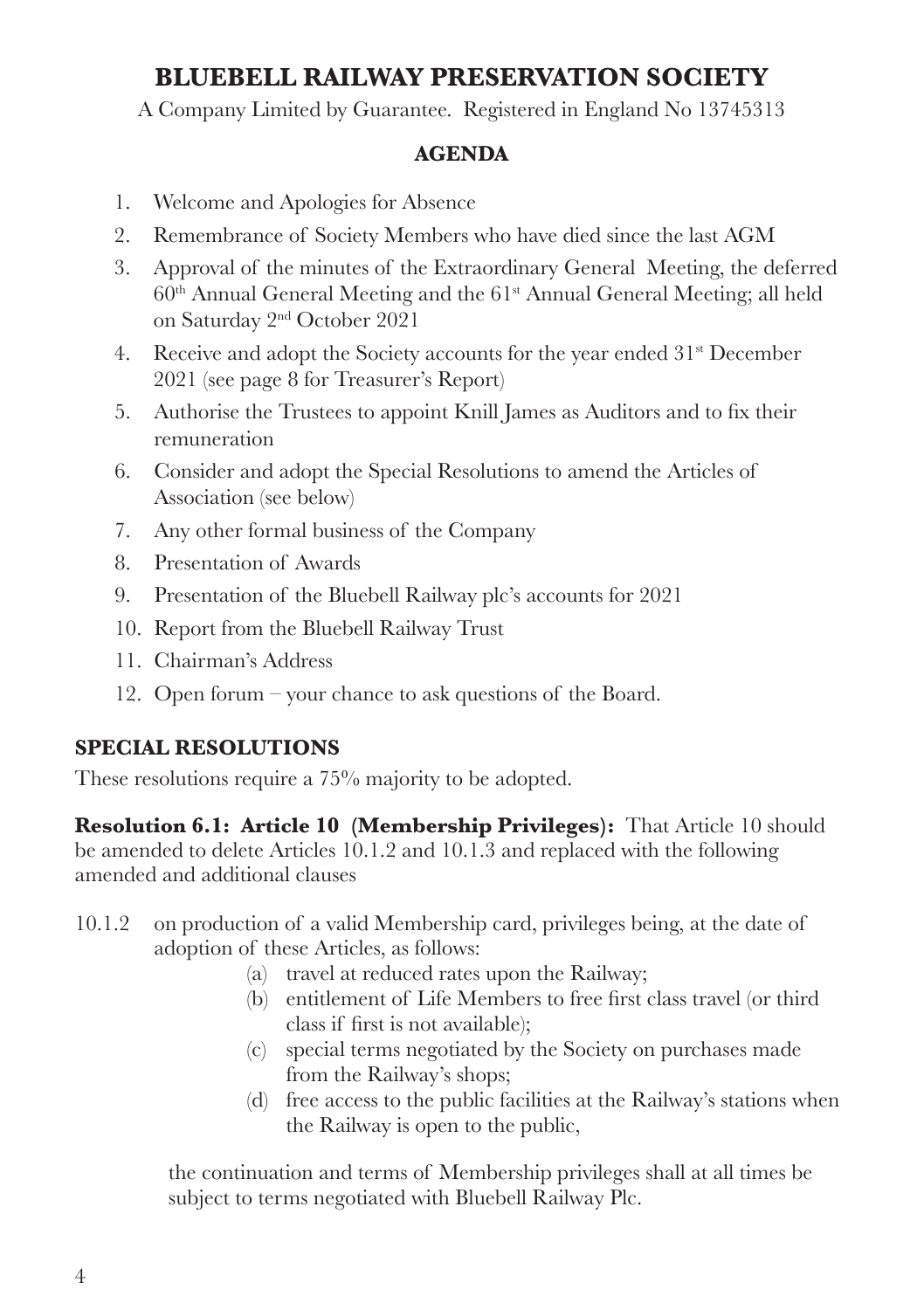# BLUEBELL RAILWAY PRESERVATION SOCIETY

A Company Limited by Guarantee. Registered in England No 13745313

## AGENDA

1. Welcome and Apologies for Absence
2. Remembrance of Society Members who have died since the last AGM
3. Approval of the minutes of the Extraordinary General Meeting, the deferred 60th Annual General Meeting and the 61st Annual General Meeting; all held on Saturday 2nd October 2021
4. Receive and adopt the Society accounts for the year ended 31st December 2021 (see page 8 for Treasurer's Report)
5. Authorise the Trustees to appoint Knill James as Auditors and to fix their remuneration
6. Consider and adopt the Special Resolutions to amend the Articles of Association (see below)
7. Any other formal business of the Company
8. Presentation of Awards
9. Presentation of the Bluebell Railway plc's accounts for 2021
10. Report from the Bluebell Railway Trust
11. Chairman's Address
12. Open forum – your chance to ask questions of the Board.

## SPECIAL RESOLUTIONS

These resolutions require a 75% majority to be adopted.

**Resolution 6.1: Article 10 (Membership Privileges):** That Article 10 should be amended to delete Articles 10.1.2 and 10.1.3 and replaced with the following amended and additional clauses

10.1.2 on production of a valid Membership card, privileges being, at the date of adoption of these Articles, as follows:

- (a) travel at reduced rates upon the Railway;
- (b) entitlement of Life Members to free first class travel (or third class if first is not available);
- (c) special terms negotiated by the Society on purchases made from the Railway's shops;
- (d) free access to the public facilities at the Railway's stations when the Railway is open to the public,

the continuation and terms of Membership privileges shall at all times be subject to terms negotiated with Bluebell Railway Plc.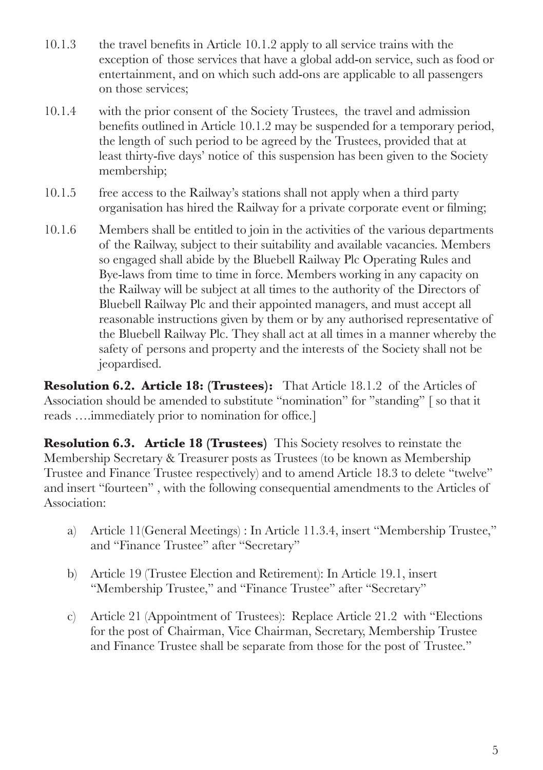10.1.3 the travel benefits in Article 10.1.2 apply to all service trains with the exception of those services that have a global add-on service, such as food or entertainment, and on which such add-ons are applicable to all passengers on those services;

10.1.4 with the prior consent of the Society Trustees, the travel and admission benefits outlined in Article 10.1.2 may be suspended for a temporary period, the length of such period to be agreed by the Trustees, provided that at least thirty-five days' notice of this suspension has been given to the Society membership;

10.1.5 free access to the Railway's stations shall not apply when a third party organisation has hired the Railway for a private corporate event or filming;

10.1.6 Members shall be entitled to join in the activities of the various departments of the Railway, subject to their suitability and available vacancies. Members so engaged shall abide by the Bluebell Railway Plc Operating Rules and Bye-laws from time to time in force. Members working in any capacity on the Railway will be subject at all times to the authority of the Directors of Bluebell Railway Plc and their appointed managers, and must accept all reasonable instructions given by them or by any authorised representative of the Bluebell Railway Plc. They shall act at all times in a manner whereby the safety of persons and property and the interests of the Society shall not be jeopardised.

**Resolution 6.2. Article 18: (Trustees):** That Article 18.1.2 of the Articles of Association should be amended to substitute "nomination" for "standing" [ so that it reads ….immediately prior to nomination for office.]

**Resolution 6.3. Article 18 (Trustees)** This Society resolves to reinstate the Membership Secretary & Treasurer posts as Trustees (to be known as Membership Trustee and Finance Trustee respectively) and to amend Article 18.3 to delete "twelve" and insert "fourteen" , with the following consequential amendments to the Articles of Association:

a) Article 11(General Meetings) : In Article 11.3.4, insert "Membership Trustee," and "Finance Trustee" after "Secretary"

b) Article 19 (Trustee Election and Retirement): In Article 19.1, insert "Membership Trustee," and "Finance Trustee" after "Secretary"

c) Article 21 (Appointment of Trustees): Replace Article 21.2 with "Elections for the post of Chairman, Vice Chairman, Secretary, Membership Trustee and Finance Trustee shall be separate from those for the post of Trustee."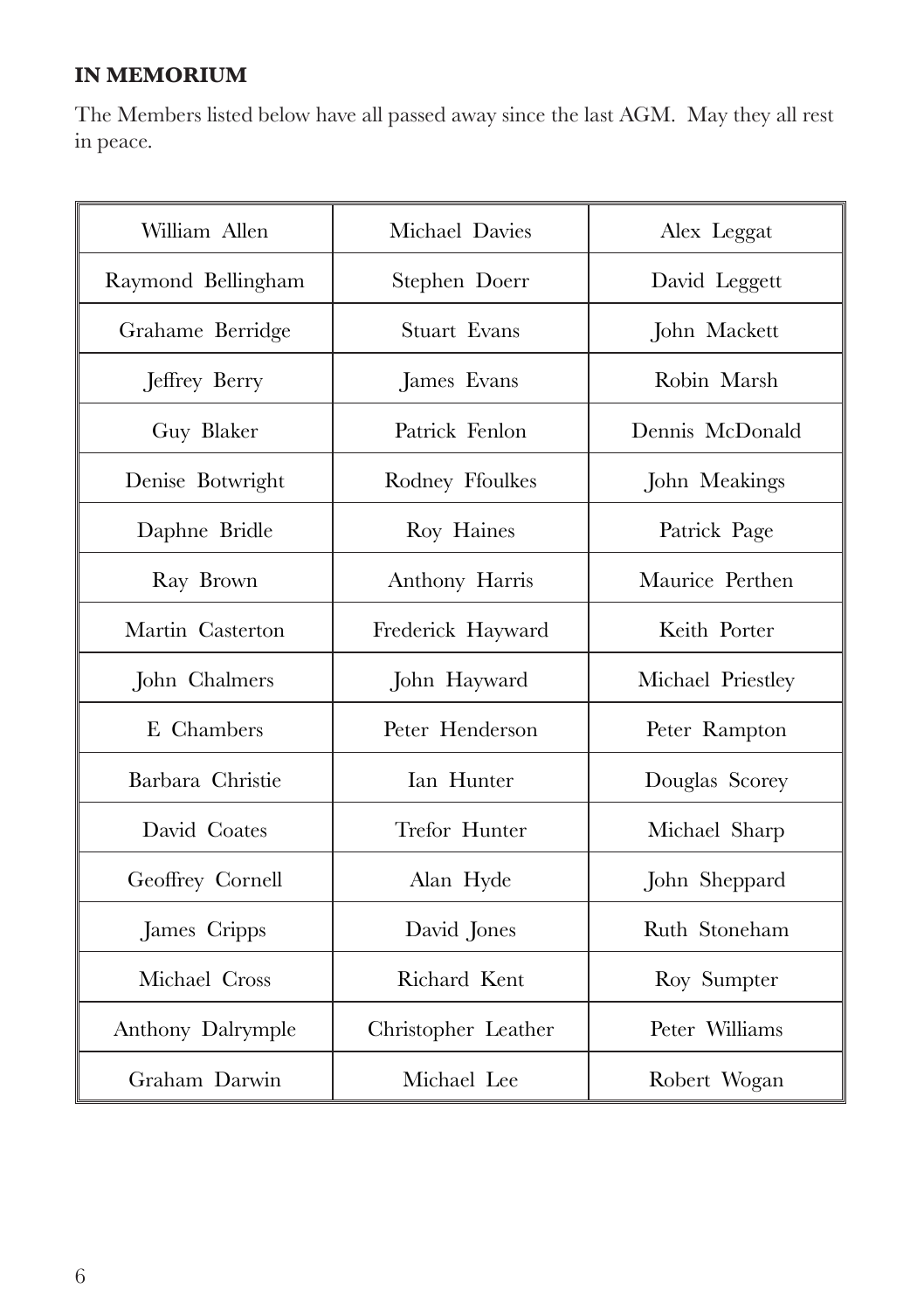**IN MEMORIUM**

The Members listed below have all passed away since the last AGM. May they all rest in peace.

| | | |
|---|---|---|
| William Allen | Michael Davies | Alex Leggat |
| Raymond Bellingham | Stephen Doerr | David Leggett |
| Grahame Berridge | Stuart Evans | John Mackett |
| Jeffrey Berry | James Evans | Robin Marsh |
| Guy Blaker | Patrick Fenlon | Dennis McDonald |
| Denise Botwright | Rodney Ffoulkes | John Meakings |
| Daphne Bridle | Roy Haines | Patrick Page |
| Ray Brown | Anthony Harris | Maurice Perthen |
| Martin Casterton | Frederick Hayward | Keith Porter |
| John Chalmers | John Hayward | Michael Priestley |
| E Chambers | Peter Henderson | Peter Rampton |
| Barbara Christie | Ian Hunter | Douglas Scorey |
| David Coates | Trefor Hunter | Michael Sharp |
| Geoffrey Cornell | Alan Hyde | John Sheppard |
| James Cripps | David Jones | Ruth Stoneham |
| Michael Cross | Richard Kent | Roy Sumpter |
| Anthony Dalrymple | Christopher Leather | Peter Williams |
| Graham Darwin | Michael Lee | Robert Wogan |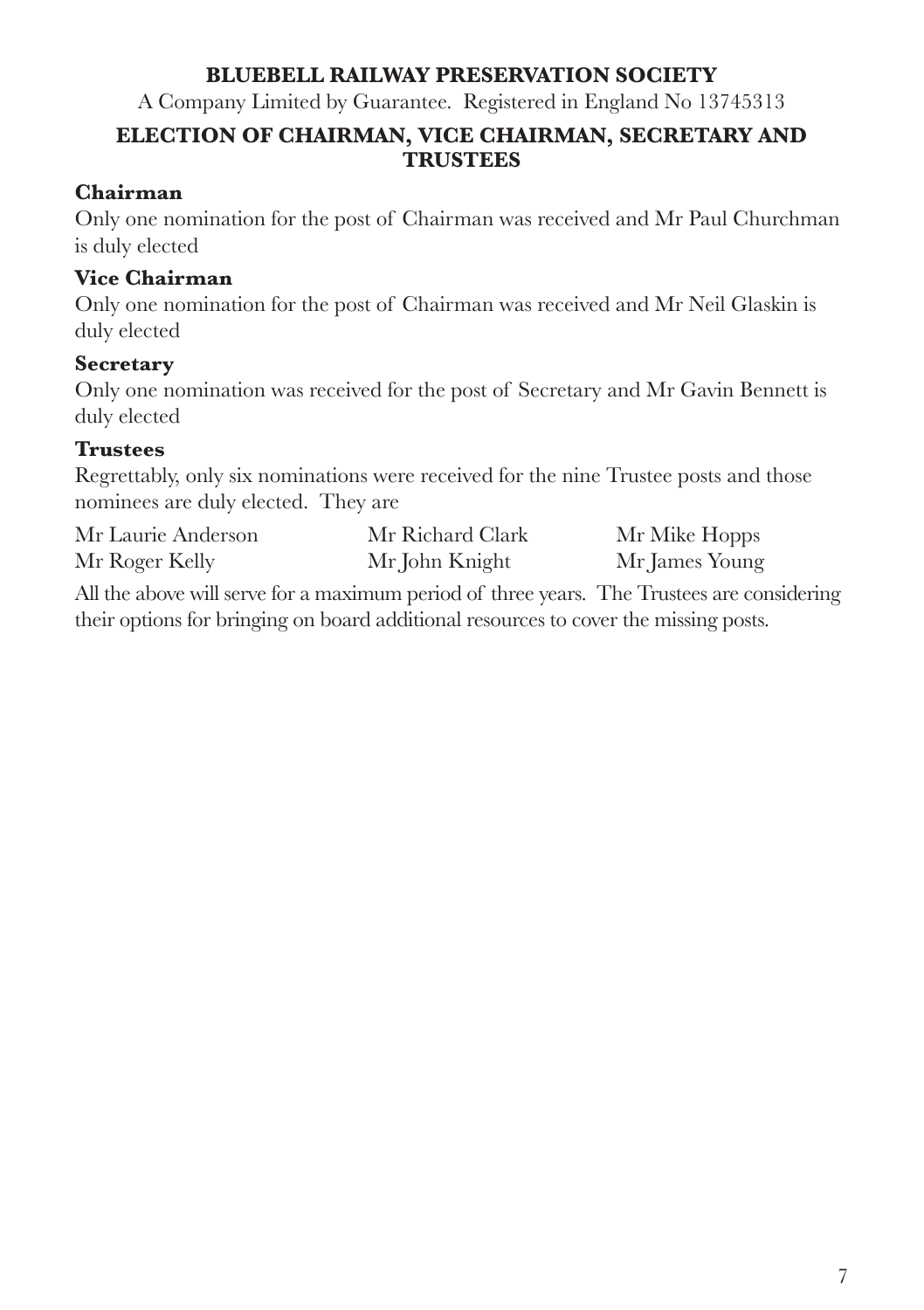**BLUEBELL RAILWAY PRESERVATION SOCIETY**

A Company Limited by Guarantee. Registered in England No 13745313

## ELECTION OF CHAIRMAN, VICE CHAIRMAN, SECRETARY AND TRUSTEES

### Chairman

Only one nomination for the post of Chairman was received and Mr Paul Churchman is duly elected

### Vice Chairman

Only one nomination for the post of Chairman was received and Mr Neil Glaskin is duly elected

### Secretary

Only one nomination was received for the post of Secretary and Mr Gavin Bennett is duly elected

### Trustees

Regrettably, only six nominations were received for the nine Trustee posts and those nominees are duly elected. They are

| | | |
|---|---|---|
| Mr Laurie Anderson | Mr Richard Clark | Mr Mike Hopps |
| Mr Roger Kelly | Mr John Knight | Mr James Young |

All the above will serve for a maximum period of three years. The Trustees are considering their options for bringing on board additional resources to cover the missing posts.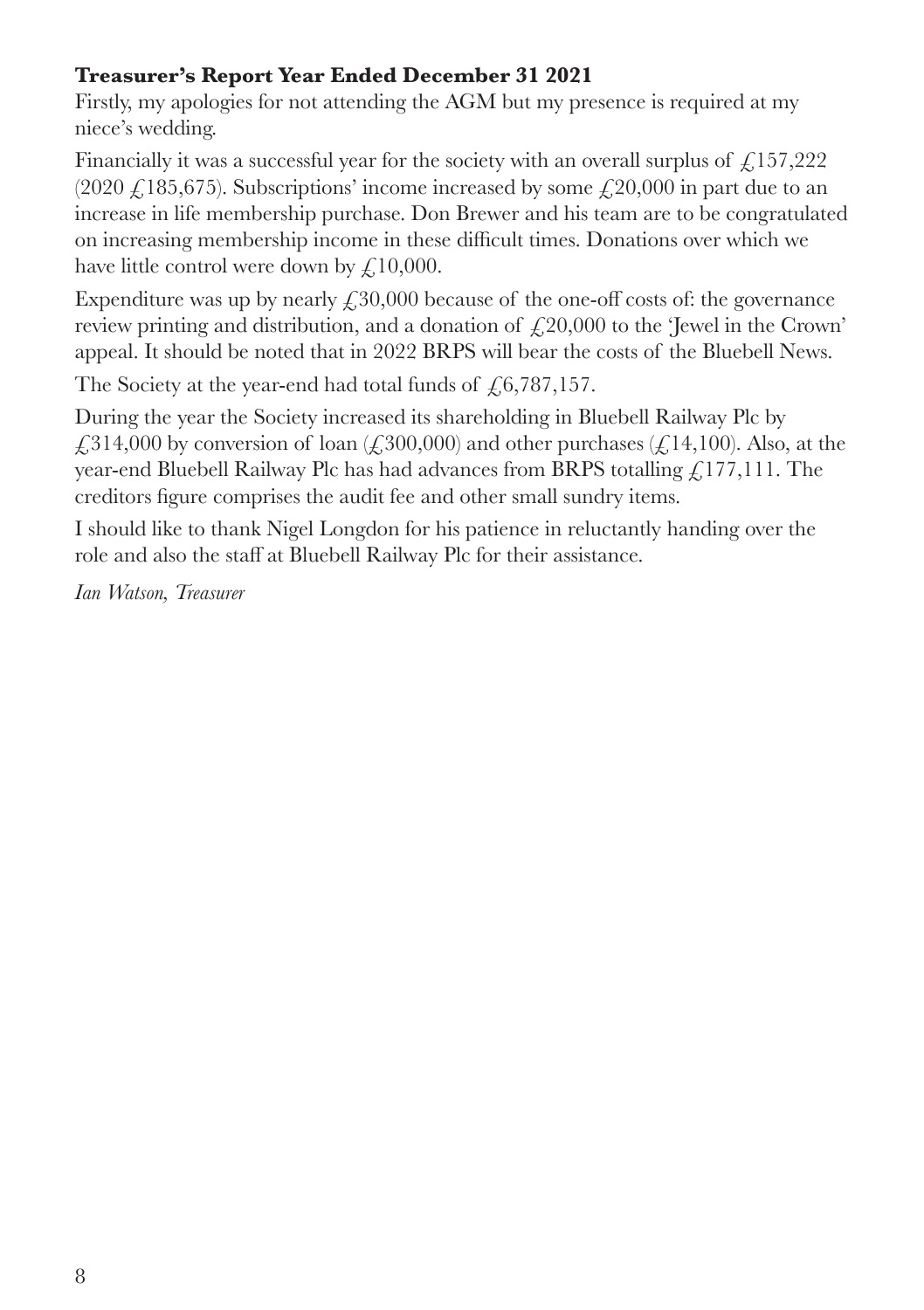**Treasurer's Report Year Ended December 31 2021**

Firstly, my apologies for not attending the AGM but my presence is required at my niece's wedding.

Financially it was a successful year for the society with an overall surplus of £157,222 (2020 £185,675). Subscriptions' income increased by some £20,000 in part due to an increase in life membership purchase. Don Brewer and his team are to be congratulated on increasing membership income in these difficult times. Donations over which we have little control were down by £10,000.

Expenditure was up by nearly £30,000 because of the one-off costs of: the governance review printing and distribution, and a donation of £20,000 to the 'Jewel in the Crown' appeal. It should be noted that in 2022 BRPS will bear the costs of the Bluebell News.

The Society at the year-end had total funds of £6,787,157.

During the year the Society increased its shareholding in Bluebell Railway Plc by £314,000 by conversion of loan (£300,000) and other purchases (£14,100). Also, at the year-end Bluebell Railway Plc has had advances from BRPS totalling £177,111. The creditors figure comprises the audit fee and other small sundry items.

I should like to thank Nigel Longdon for his patience in reluctantly handing over the role and also the staff at Bluebell Railway Plc for their assistance.

*Ian Watson, Treasurer*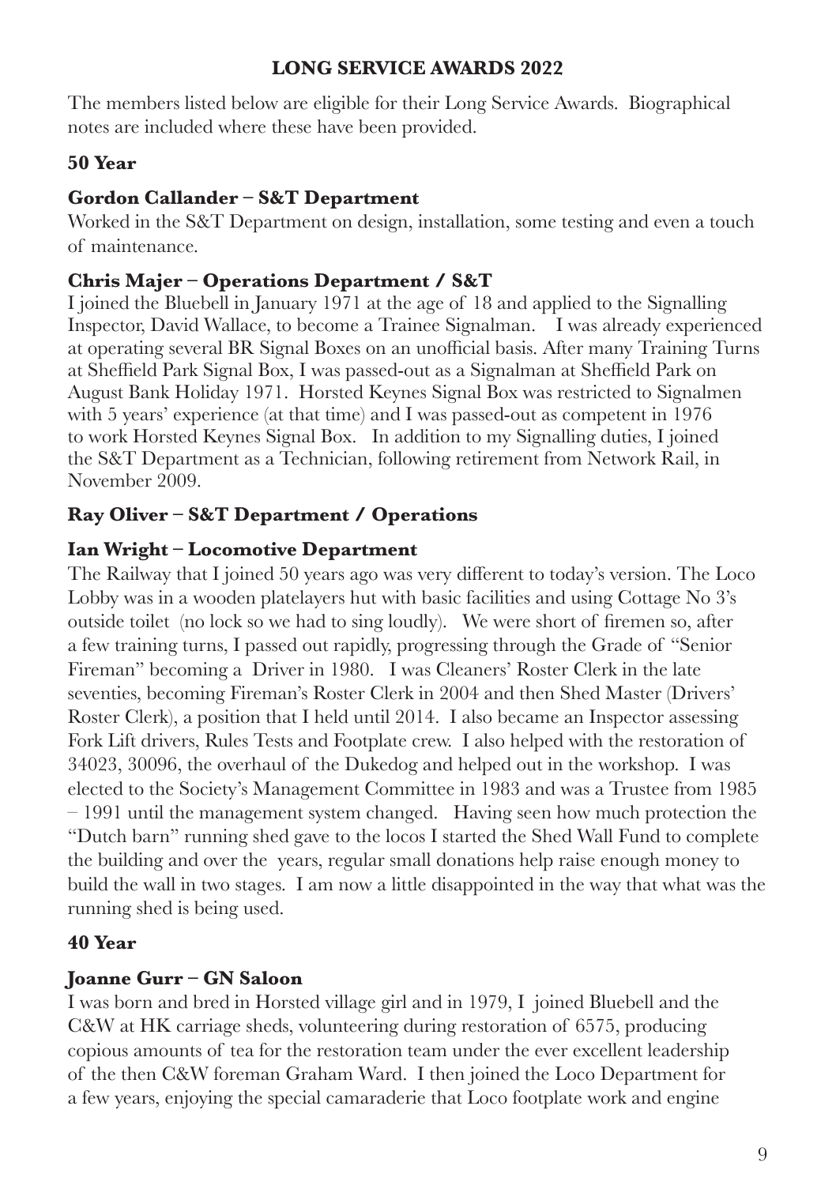## LONG SERVICE AWARDS 2022

The members listed below are eligible for their Long Service Awards. Biographical notes are included where these have been provided.

### 50 Year

#### Gordon Callander – S&T Department

Worked in the S&T Department on design, installation, some testing and even a touch of maintenance.

#### Chris Majer – Operations Department / S&T

I joined the Bluebell in January 1971 at the age of 18 and applied to the Signalling Inspector, David Wallace, to become a Trainee Signalman. I was already experienced at operating several BR Signal Boxes on an unofficial basis. After many Training Turns at Sheffield Park Signal Box, I was passed-out as a Signalman at Sheffield Park on August Bank Holiday 1971. Horsted Keynes Signal Box was restricted to Signalmen with 5 years' experience (at that time) and I was passed-out as competent in 1976 to work Horsted Keynes Signal Box. In addition to my Signalling duties, I joined the S&T Department as a Technician, following retirement from Network Rail, in November 2009.

#### Ray Oliver – S&T Department / Operations

#### Ian Wright – Locomotive Department

The Railway that I joined 50 years ago was very different to today's version. The Loco Lobby was in a wooden platelayers hut with basic facilities and using Cottage No 3's outside toilet (no lock so we had to sing loudly). We were short of firemen so, after a few training turns, I passed out rapidly, progressing through the Grade of "Senior Fireman" becoming a Driver in 1980. I was Cleaners' Roster Clerk in the late seventies, becoming Fireman's Roster Clerk in 2004 and then Shed Master (Drivers' Roster Clerk), a position that I held until 2014. I also became an Inspector assessing Fork Lift drivers, Rules Tests and Footplate crew. I also helped with the restoration of 34023, 30096, the overhaul of the Dukedog and helped out in the workshop. I was elected to the Society's Management Committee in 1983 and was a Trustee from 1985 – 1991 until the management system changed. Having seen how much protection the "Dutch barn" running shed gave to the locos I started the Shed Wall Fund to complete the building and over the years, regular small donations help raise enough money to build the wall in two stages. I am now a little disappointed in the way that what was the running shed is being used.

### 40 Year

#### Joanne Gurr – GN Saloon

I was born and bred in Horsted village girl and in 1979, I joined Bluebell and the C&W at HK carriage sheds, volunteering during restoration of 6575, producing copious amounts of tea for the restoration team under the ever excellent leadership of the then C&W foreman Graham Ward. I then joined the Loco Department for a few years, enjoying the special camaraderie that Loco footplate work and engine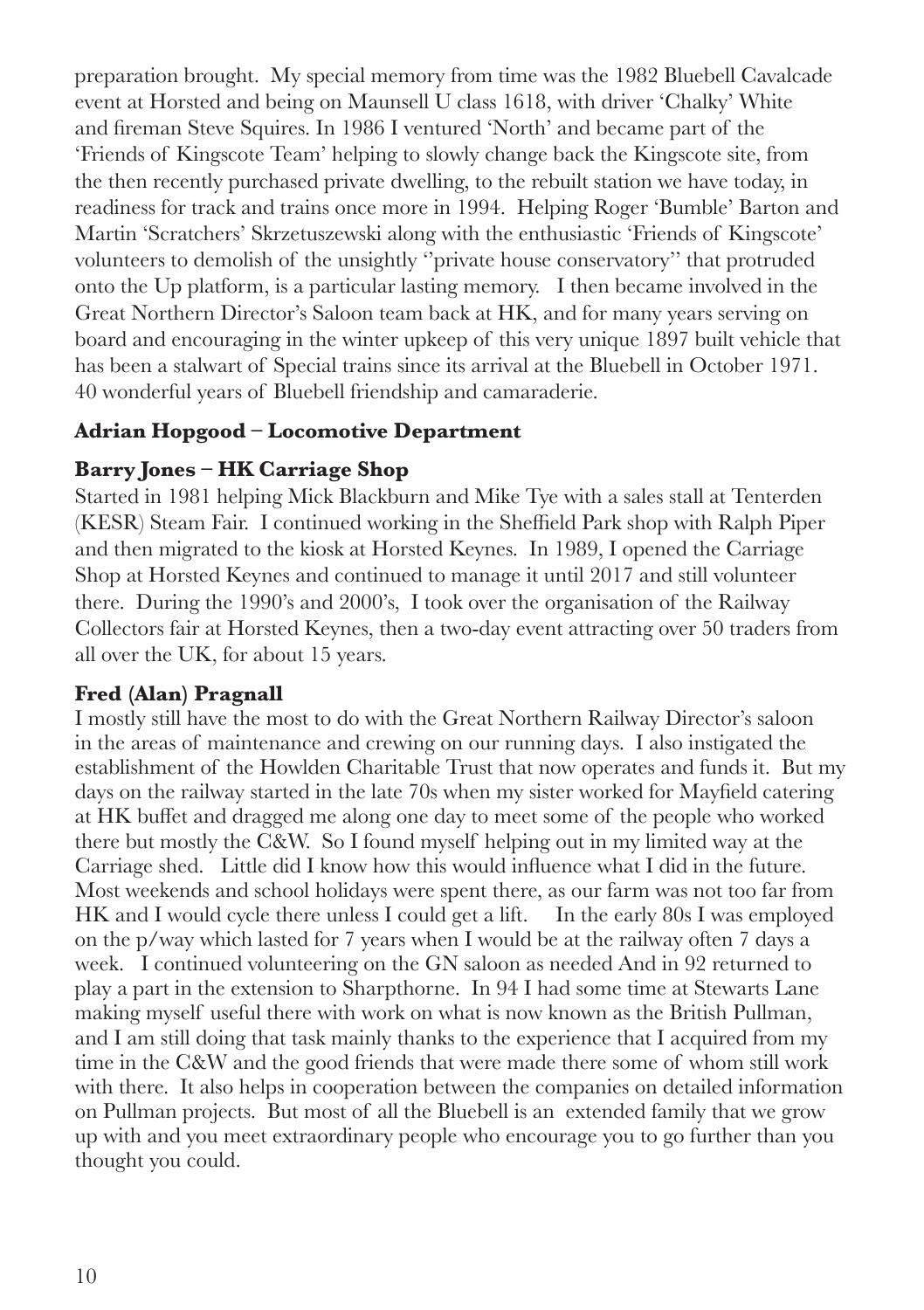preparation brought. My special memory from time was the 1982 Bluebell Cavalcade event at Horsted and being on Maunsell U class 1618, with driver 'Chalky' White and fireman Steve Squires. In 1986 I ventured 'North' and became part of the 'Friends of Kingscote Team' helping to slowly change back the Kingscote site, from the then recently purchased private dwelling, to the rebuilt station we have today, in readiness for track and trains once more in 1994. Helping Roger 'Bumble' Barton and Martin 'Scratchers' Skrzetuszewski along with the enthusiastic 'Friends of Kingscote' volunteers to demolish of the unsightly ''private house conservatory'' that protruded onto the Up platform, is a particular lasting memory. I then became involved in the Great Northern Director's Saloon team back at HK, and for many years serving on board and encouraging in the winter upkeep of this very unique 1897 built vehicle that has been a stalwart of Special trains since its arrival at the Bluebell in October 1971. 40 wonderful years of Bluebell friendship and camaraderie.

**Adrian Hopgood – Locomotive Department**

**Barry Jones – HK Carriage Shop**

Started in 1981 helping Mick Blackburn and Mike Tye with a sales stall at Tenterden (KESR) Steam Fair. I continued working in the Sheffield Park shop with Ralph Piper and then migrated to the kiosk at Horsted Keynes. In 1989, I opened the Carriage Shop at Horsted Keynes and continued to manage it until 2017 and still volunteer there. During the 1990's and 2000's, I took over the organisation of the Railway Collectors fair at Horsted Keynes, then a two-day event attracting over 50 traders from all over the UK, for about 15 years.

**Fred (Alan) Pragnall**

I mostly still have the most to do with the Great Northern Railway Director's saloon in the areas of maintenance and crewing on our running days. I also instigated the establishment of the Howlden Charitable Trust that now operates and funds it. But my days on the railway started in the late 70s when my sister worked for Mayfield catering at HK buffet and dragged me along one day to meet some of the people who worked there but mostly the C&W. So I found myself helping out in my limited way at the Carriage shed. Little did I know how this would influence what I did in the future. Most weekends and school holidays were spent there, as our farm was not too far from HK and I would cycle there unless I could get a lift. In the early 80s I was employed on the p/way which lasted for 7 years when I would be at the railway often 7 days a week. I continued volunteering on the GN saloon as needed And in 92 returned to play a part in the extension to Sharpthorne. In 94 I had some time at Stewarts Lane making myself useful there with work on what is now known as the British Pullman, and I am still doing that task mainly thanks to the experience that I acquired from my time in the C&W and the good friends that were made there some of whom still work with there. It also helps in cooperation between the companies on detailed information on Pullman projects. But most of all the Bluebell is an extended family that we grow up with and you meet extraordinary people who encourage you to go further than you thought you could.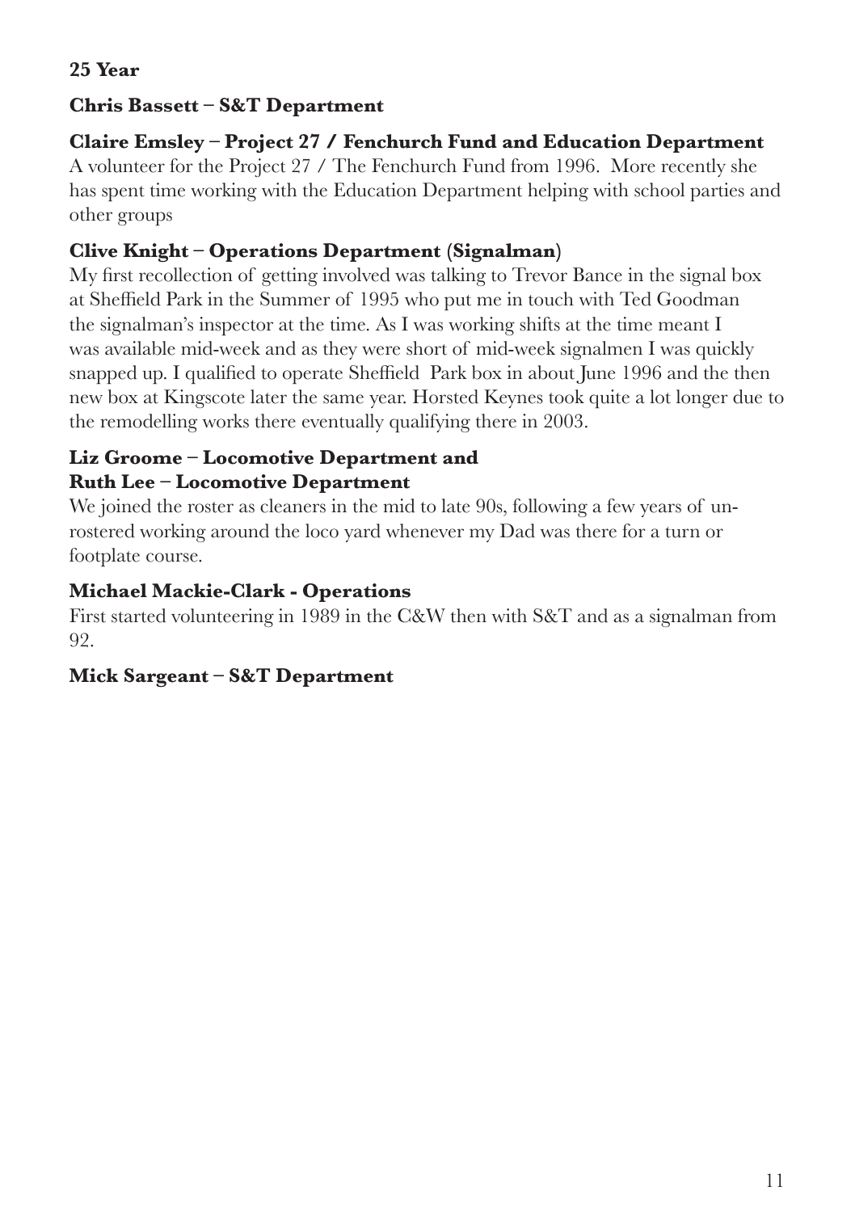**25 Year**

**Chris Bassett – S&T Department**

**Claire Emsley – Project 27 / Fenchurch Fund and Education Department**

A volunteer for the Project 27 / The Fenchurch Fund from 1996. More recently she has spent time working with the Education Department helping with school parties and other groups

**Clive Knight – Operations Department (Signalman)**

My first recollection of getting involved was talking to Trevor Bance in the signal box at Sheffield Park in the Summer of 1995 who put me in touch with Ted Goodman the signalman's inspector at the time. As I was working shifts at the time meant I was available mid-week and as they were short of mid-week signalmen I was quickly snapped up. I qualified to operate Sheffield Park box in about June 1996 and the then new box at Kingscote later the same year. Horsted Keynes took quite a lot longer due to the remodelling works there eventually qualifying there in 2003.

**Liz Groome – Locomotive Department and**
**Ruth Lee – Locomotive Department**

We joined the roster as cleaners in the mid to late 90s, following a few years of un-rostered working around the loco yard whenever my Dad was there for a turn or footplate course.

**Michael Mackie-Clark - Operations**

First started volunteering in 1989 in the C&W then with S&T and as a signalman from 92.

**Mick Sargeant – S&T Department**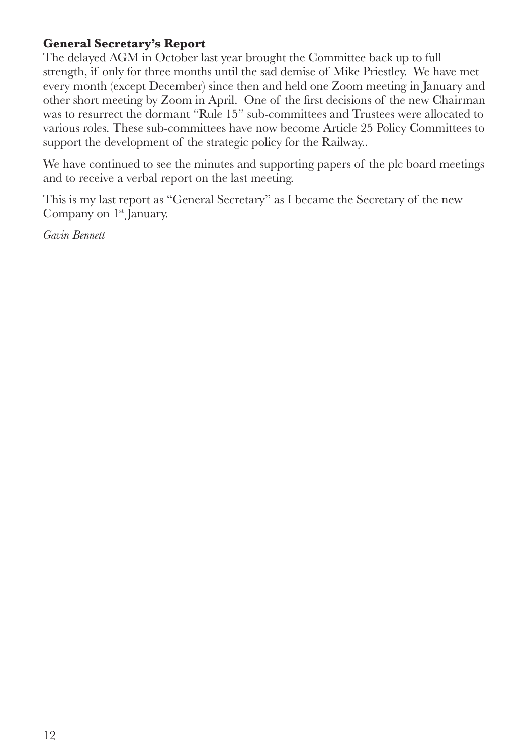**General Secretary's Report**

The delayed AGM in October last year brought the Committee back up to full strength, if only for three months until the sad demise of Mike Priestley. We have met every month (except December) since then and held one Zoom meeting in January and other short meeting by Zoom in April. One of the first decisions of the new Chairman was to resurrect the dormant "Rule 15" sub-committees and Trustees were allocated to various roles. These sub-committees have now become Article 25 Policy Committees to support the development of the strategic policy for the Railway..

We have continued to see the minutes and supporting papers of the plc board meetings and to receive a verbal report on the last meeting.

This is my last report as "General Secretary" as I became the Secretary of the new Company on 1st January.

*Gavin Bennett*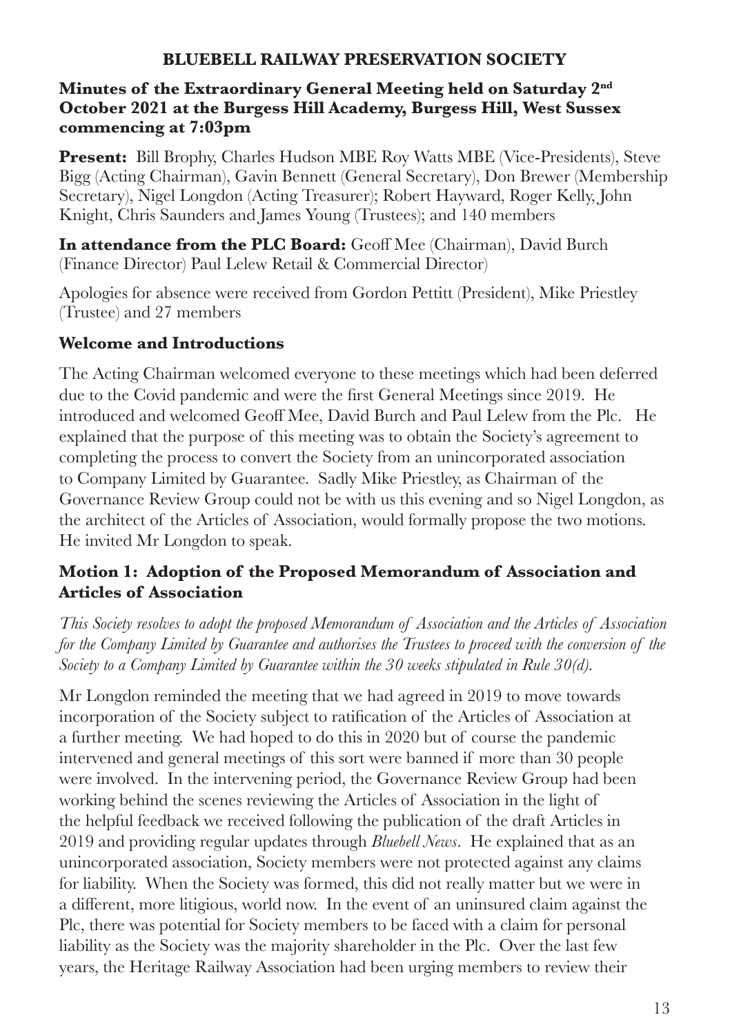# BLUEBELL RAILWAY PRESERVATION SOCIETY

## Minutes of the Extraordinary General Meeting held on Saturday 2nd October 2021 at the Burgess Hill Academy, Burgess Hill, West Sussex commencing at 7:03pm

**Present:** Bill Brophy, Charles Hudson MBE Roy Watts MBE (Vice-Presidents), Steve Bigg (Acting Chairman), Gavin Bennett (General Secretary), Don Brewer (Membership Secretary), Nigel Longdon (Acting Treasurer); Robert Hayward, Roger Kelly, John Knight, Chris Saunders and James Young (Trustees); and 140 members

**In attendance from the PLC Board:** Geoff Mee (Chairman), David Burch (Finance Director) Paul Lelew Retail & Commercial Director)

Apologies for absence were received from Gordon Pettitt (President), Mike Priestley (Trustee) and 27 members

### Welcome and Introductions

The Acting Chairman welcomed everyone to these meetings which had been deferred due to the Covid pandemic and were the first General Meetings since 2019. He introduced and welcomed Geoff Mee, David Burch and Paul Lelew from the Plc. He explained that the purpose of this meeting was to obtain the Society's agreement to completing the process to convert the Society from an unincorporated association to Company Limited by Guarantee. Sadly Mike Priestley, as Chairman of the Governance Review Group could not be with us this evening and so Nigel Longdon, as the architect of the Articles of Association, would formally propose the two motions. He invited Mr Longdon to speak.

### Motion 1: Adoption of the Proposed Memorandum of Association and Articles of Association

*This Society resolves to adopt the proposed Memorandum of Association and the Articles of Association for the Company Limited by Guarantee and authorises the Trustees to proceed with the conversion of the Society to a Company Limited by Guarantee within the 30 weeks stipulated in Rule 30(d).*

Mr Longdon reminded the meeting that we had agreed in 2019 to move towards incorporation of the Society subject to ratification of the Articles of Association at a further meeting. We had hoped to do this in 2020 but of course the pandemic intervened and general meetings of this sort were banned if more than 30 people were involved. In the intervening period, the Governance Review Group had been working behind the scenes reviewing the Articles of Association in the light of the helpful feedback we received following the publication of the draft Articles in 2019 and providing regular updates through *Bluebell News*. He explained that as an unincorporated association, Society members were not protected against any claims for liability. When the Society was formed, this did not really matter but we were in a different, more litigious, world now. In the event of an uninsured claim against the Plc, there was potential for Society members to be faced with a claim for personal liability as the Society was the majority shareholder in the Plc. Over the last few years, the Heritage Railway Association had been urging members to review their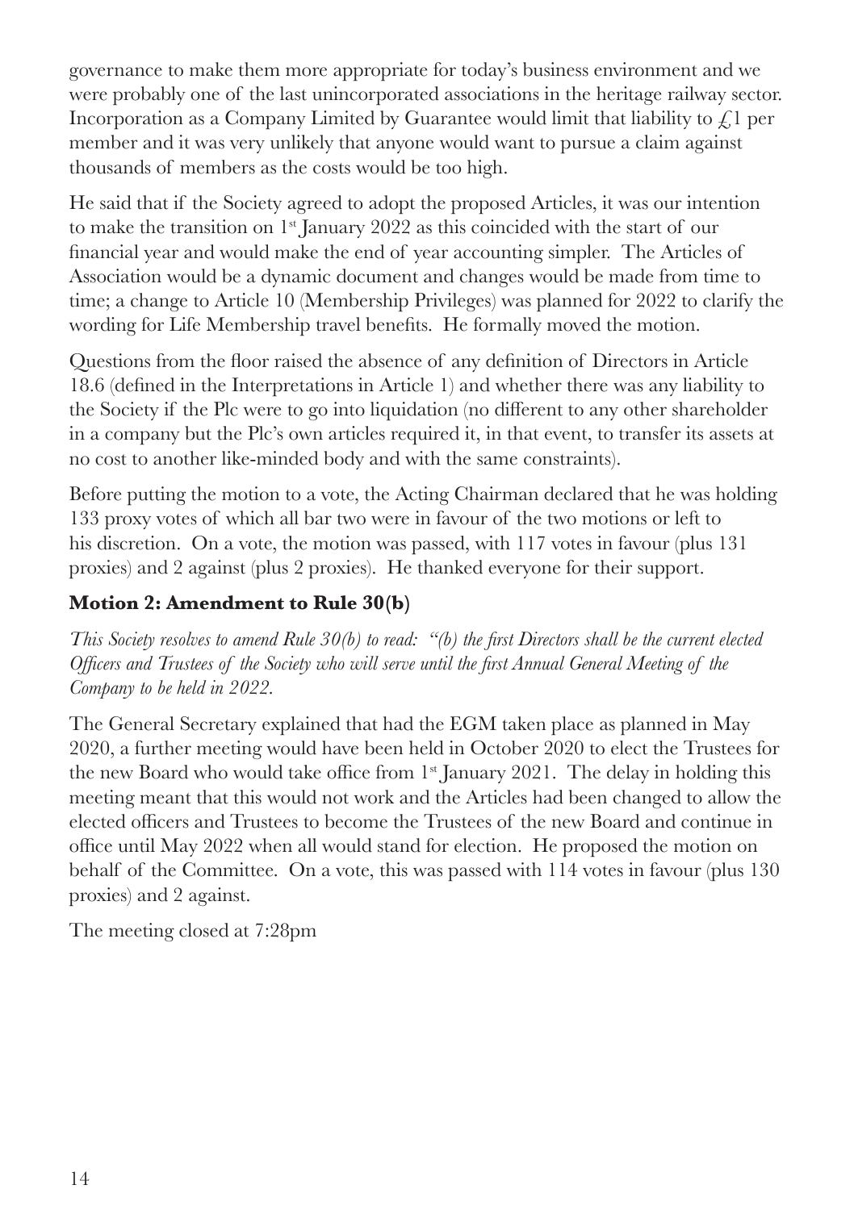governance to make them more appropriate for today's business environment and we were probably one of the last unincorporated associations in the heritage railway sector. Incorporation as a Company Limited by Guarantee would limit that liability to £1 per member and it was very unlikely that anyone would want to pursue a claim against thousands of members as the costs would be too high.

He said that if the Society agreed to adopt the proposed Articles, it was our intention to make the transition on 1st January 2022 as this coincided with the start of our financial year and would make the end of year accounting simpler. The Articles of Association would be a dynamic document and changes would be made from time to time; a change to Article 10 (Membership Privileges) was planned for 2022 to clarify the wording for Life Membership travel benefits. He formally moved the motion.

Questions from the floor raised the absence of any definition of Directors in Article 18.6 (defined in the Interpretations in Article 1) and whether there was any liability to the Society if the Plc were to go into liquidation (no different to any other shareholder in a company but the Plc's own articles required it, in that event, to transfer its assets at no cost to another like-minded body and with the same constraints).

Before putting the motion to a vote, the Acting Chairman declared that he was holding 133 proxy votes of which all bar two were in favour of the two motions or left to his discretion. On a vote, the motion was passed, with 117 votes in favour (plus 131 proxies) and 2 against (plus 2 proxies). He thanked everyone for their support.

**Motion 2: Amendment to Rule 30(b)**

*This Society resolves to amend Rule 30(b) to read: "(b) the first Directors shall be the current elected Officers and Trustees of the Society who will serve until the first Annual General Meeting of the Company to be held in 2022.*

The General Secretary explained that had the EGM taken place as planned in May 2020, a further meeting would have been held in October 2020 to elect the Trustees for the new Board who would take office from 1st January 2021. The delay in holding this meeting meant that this would not work and the Articles had been changed to allow the elected officers and Trustees to become the Trustees of the new Board and continue in office until May 2022 when all would stand for election. He proposed the motion on behalf of the Committee. On a vote, this was passed with 114 votes in favour (plus 130 proxies) and 2 against.

The meeting closed at 7:28pm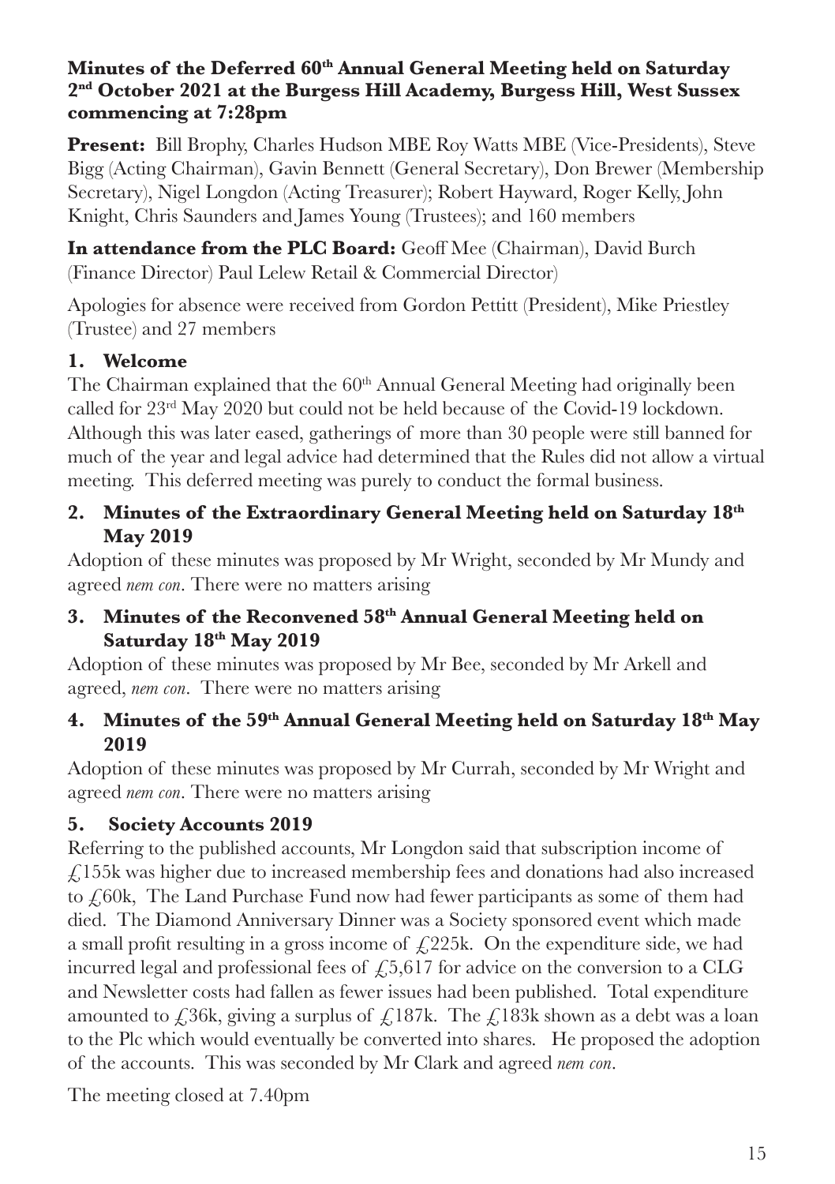**Minutes of the Deferred 60th Annual General Meeting held on Saturday 2nd October 2021 at the Burgess Hill Academy, Burgess Hill, West Sussex commencing at 7:28pm**

**Present:** Bill Brophy, Charles Hudson MBE Roy Watts MBE (Vice-Presidents), Steve Bigg (Acting Chairman), Gavin Bennett (General Secretary), Don Brewer (Membership Secretary), Nigel Longdon (Acting Treasurer); Robert Hayward, Roger Kelly, John Knight, Chris Saunders and James Young (Trustees); and 160 members

**In attendance from the PLC Board:** Geoff Mee (Chairman), David Burch (Finance Director) Paul Lelew Retail & Commercial Director)

Apologies for absence were received from Gordon Pettitt (President), Mike Priestley (Trustee) and 27 members

## 1. Welcome

The Chairman explained that the 60th Annual General Meeting had originally been called for 23rd May 2020 but could not be held because of the Covid-19 lockdown. Although this was later eased, gatherings of more than 30 people were still banned for much of the year and legal advice had determined that the Rules did not allow a virtual meeting. This deferred meeting was purely to conduct the formal business.

## 2. Minutes of the Extraordinary General Meeting held on Saturday 18th May 2019

Adoption of these minutes was proposed by Mr Wright, seconded by Mr Mundy and agreed *nem con*. There were no matters arising

## 3. Minutes of the Reconvened 58th Annual General Meeting held on Saturday 18th May 2019

Adoption of these minutes was proposed by Mr Bee, seconded by Mr Arkell and agreed, *nem con*. There were no matters arising

## 4. Minutes of the 59th Annual General Meeting held on Saturday 18th May 2019

Adoption of these minutes was proposed by Mr Currah, seconded by Mr Wright and agreed *nem con*. There were no matters arising

## 5. Society Accounts 2019

Referring to the published accounts, Mr Longdon said that subscription income of £155k was higher due to increased membership fees and donations had also increased to £60k, The Land Purchase Fund now had fewer participants as some of them had died. The Diamond Anniversary Dinner was a Society sponsored event which made a small profit resulting in a gross income of £225k. On the expenditure side, we had incurred legal and professional fees of £5,617 for advice on the conversion to a CLG and Newsletter costs had fallen as fewer issues had been published. Total expenditure amounted to £36k, giving a surplus of £187k. The £183k shown as a debt was a loan to the Plc which would eventually be converted into shares. He proposed the adoption of the accounts. This was seconded by Mr Clark and agreed *nem con*.

The meeting closed at 7.40pm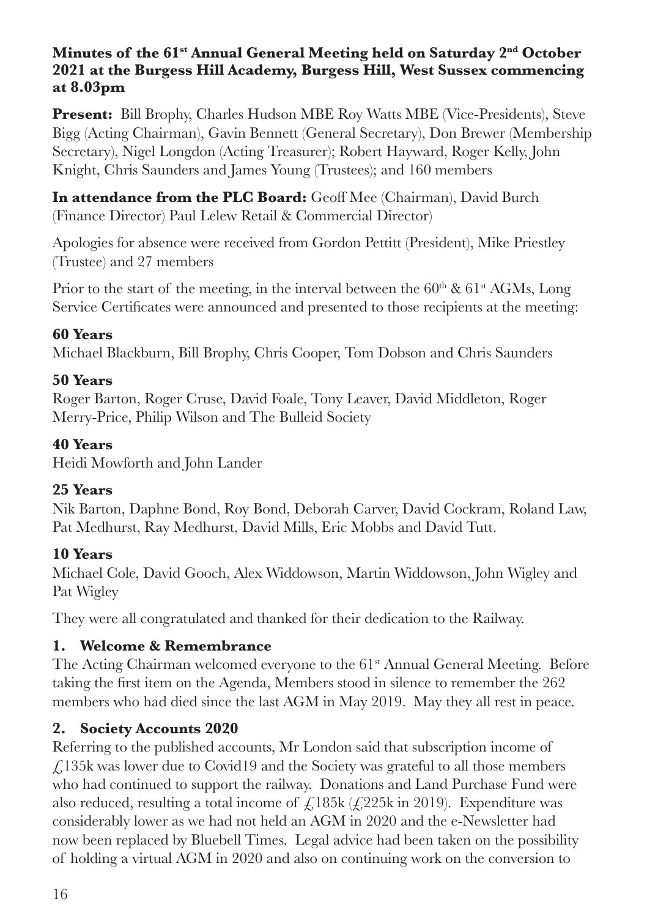**Minutes of the 61st Annual General Meeting held on Saturday 2nd October 2021 at the Burgess Hill Academy, Burgess Hill, West Sussex commencing at 8.03pm**

**Present:** Bill Brophy, Charles Hudson MBE Roy Watts MBE (Vice-Presidents), Steve Bigg (Acting Chairman), Gavin Bennett (General Secretary), Don Brewer (Membership Secretary), Nigel Longdon (Acting Treasurer); Robert Hayward, Roger Kelly, John Knight, Chris Saunders and James Young (Trustees); and 160 members

**In attendance from the PLC Board:** Geoff Mee (Chairman), David Burch (Finance Director) Paul Lelew Retail & Commercial Director)

Apologies for absence were received from Gordon Pettitt (President), Mike Priestley (Trustee) and 27 members

Prior to the start of the meeting, in the interval between the 60th & 61st AGMs, Long Service Certificates were announced and presented to those recipients at the meeting:

**60 Years**
Michael Blackburn, Bill Brophy, Chris Cooper, Tom Dobson and Chris Saunders

**50 Years**
Roger Barton, Roger Cruse, David Foale, Tony Leaver, David Middleton, Roger Merry-Price, Philip Wilson and The Bulleid Society

**40 Years**
Heidi Mowforth and John Lander

**25 Years**
Nik Barton, Daphne Bond, Roy Bond, Deborah Carver, David Cockram, Roland Law, Pat Medhurst, Ray Medhurst, David Mills, Eric Mobbs and David Tutt.

**10 Years**
Michael Cole, David Gooch, Alex Widdowson, Martin Widdowson, John Wigley and Pat Wigley

They were all congratulated and thanked for their dedication to the Railway.

## 1. Welcome & Remembrance

The Acting Chairman welcomed everyone to the 61st Annual General Meeting. Before taking the first item on the Agenda, Members stood in silence to remember the 262 members who had died since the last AGM in May 2019. May they all rest in peace.

## 2. Society Accounts 2020

Referring to the published accounts, Mr London said that subscription income of £135k was lower due to Covid19 and the Society was grateful to all those members who had continued to support the railway. Donations and Land Purchase Fund were also reduced, resulting a total income of £185k (£225k in 2019). Expenditure was considerably lower as we had not held an AGM in 2020 and the e-Newsletter had now been replaced by Bluebell Times. Legal advice had been taken on the possibility of holding a virtual AGM in 2020 and also on continuing work on the conversion to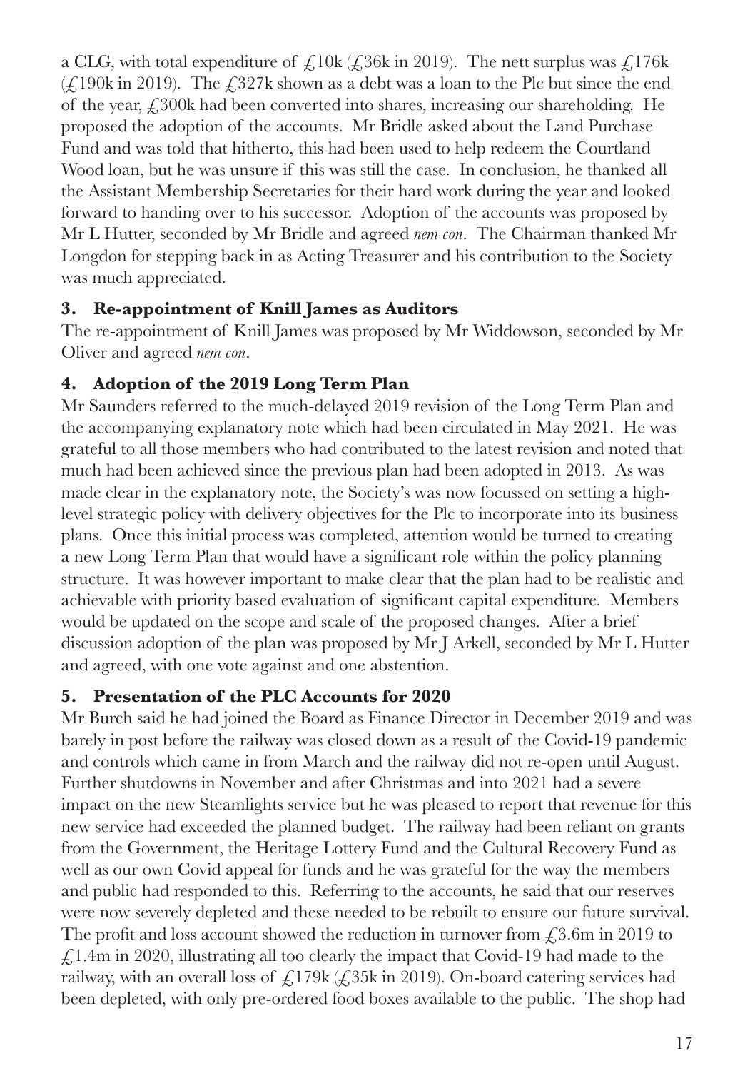a CLG, with total expenditure of £10k (£36k in 2019). The nett surplus was £176k (£190k in 2019). The £327k shown as a debt was a loan to the Plc but since the end of the year, £300k had been converted into shares, increasing our shareholding. He proposed the adoption of the accounts. Mr Bridle asked about the Land Purchase Fund and was told that hitherto, this had been used to help redeem the Courtland Wood loan, but he was unsure if this was still the case. In conclusion, he thanked all the Assistant Membership Secretaries for their hard work during the year and looked forward to handing over to his successor. Adoption of the accounts was proposed by Mr L Hutter, seconded by Mr Bridle and agreed *nem con*. The Chairman thanked Mr Longdon for stepping back in as Acting Treasurer and his contribution to the Society was much appreciated.

### 3. Re-appointment of Knill James as Auditors

The re-appointment of Knill James was proposed by Mr Widdowson, seconded by Mr Oliver and agreed *nem con*.

### 4. Adoption of the 2019 Long Term Plan

Mr Saunders referred to the much-delayed 2019 revision of the Long Term Plan and the accompanying explanatory note which had been circulated in May 2021. He was grateful to all those members who had contributed to the latest revision and noted that much had been achieved since the previous plan had been adopted in 2013. As was made clear in the explanatory note, the Society's was now focussed on setting a high-level strategic policy with delivery objectives for the Plc to incorporate into its business plans. Once this initial process was completed, attention would be turned to creating a new Long Term Plan that would have a significant role within the policy planning structure. It was however important to make clear that the plan had to be realistic and achievable with priority based evaluation of significant capital expenditure. Members would be updated on the scope and scale of the proposed changes. After a brief discussion adoption of the plan was proposed by Mr J Arkell, seconded by Mr L Hutter and agreed, with one vote against and one abstention.

### 5. Presentation of the PLC Accounts for 2020

Mr Burch said he had joined the Board as Finance Director in December 2019 and was barely in post before the railway was closed down as a result of the Covid-19 pandemic and controls which came in from March and the railway did not re-open until August. Further shutdowns in November and after Christmas and into 2021 had a severe impact on the new Steamlights service but he was pleased to report that revenue for this new service had exceeded the planned budget. The railway had been reliant on grants from the Government, the Heritage Lottery Fund and the Cultural Recovery Fund as well as our own Covid appeal for funds and he was grateful for the way the members and public had responded to this. Referring to the accounts, he said that our reserves were now severely depleted and these needed to be rebuilt to ensure our future survival. The profit and loss account showed the reduction in turnover from £3.6m in 2019 to £1.4m in 2020, illustrating all too clearly the impact that Covid-19 had made to the railway, with an overall loss of £179k (£35k in 2019). On-board catering services had been depleted, with only pre-ordered food boxes available to the public. The shop had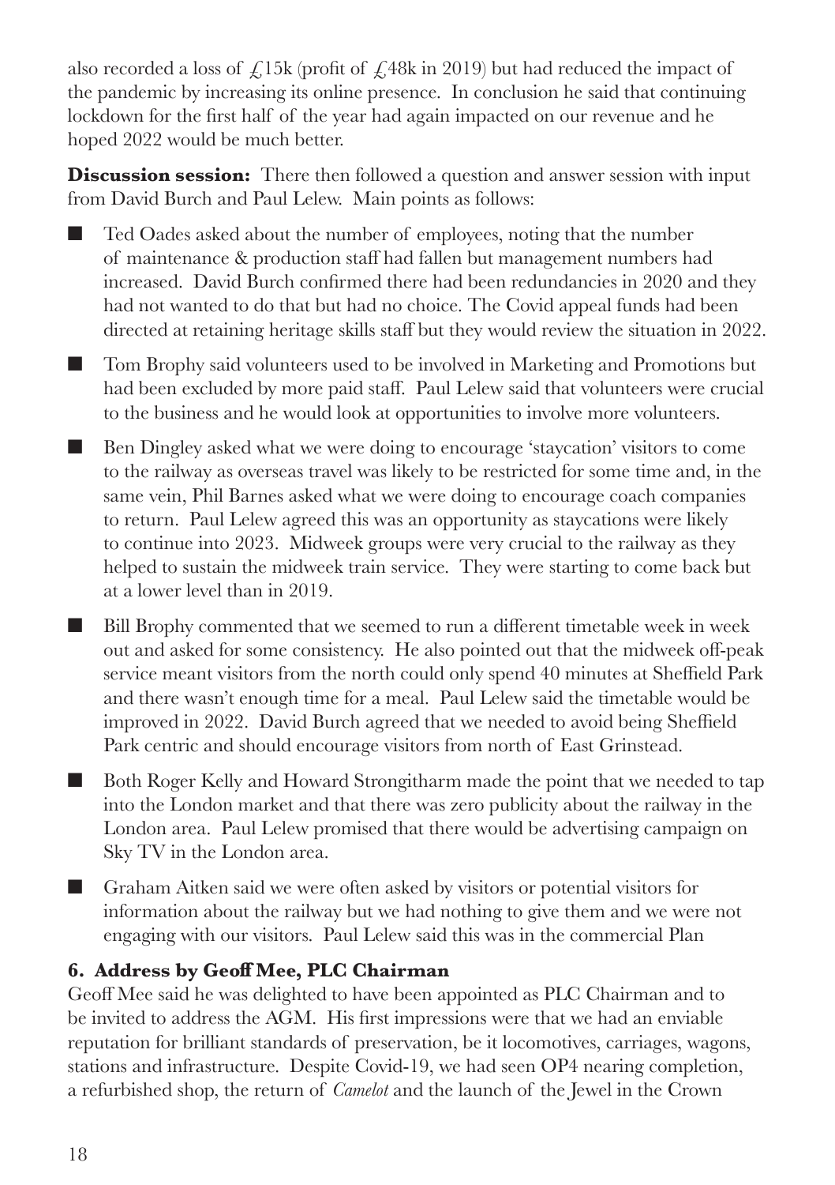also recorded a loss of £15k (profit of £48k in 2019) but had reduced the impact of the pandemic by increasing its online presence. In conclusion he said that continuing lockdown for the first half of the year had again impacted on our revenue and he hoped 2022 would be much better.

**Discussion session:** There then followed a question and answer session with input from David Burch and Paul Lelew. Main points as follows:

- Ted Oades asked about the number of employees, noting that the number of maintenance & production staff had fallen but management numbers had increased. David Burch confirmed there had been redundancies in 2020 and they had not wanted to do that but had no choice. The Covid appeal funds had been directed at retaining heritage skills staff but they would review the situation in 2022.
- Tom Brophy said volunteers used to be involved in Marketing and Promotions but had been excluded by more paid staff. Paul Lelew said that volunteers were crucial to the business and he would look at opportunities to involve more volunteers.
- Ben Dingley asked what we were doing to encourage 'staycation' visitors to come to the railway as overseas travel was likely to be restricted for some time and, in the same vein, Phil Barnes asked what we were doing to encourage coach companies to return. Paul Lelew agreed this was an opportunity as staycations were likely to continue into 2023. Midweek groups were very crucial to the railway as they helped to sustain the midweek train service. They were starting to come back but at a lower level than in 2019.
- Bill Brophy commented that we seemed to run a different timetable week in week out and asked for some consistency. He also pointed out that the midweek off-peak service meant visitors from the north could only spend 40 minutes at Sheffield Park and there wasn't enough time for a meal. Paul Lelew said the timetable would be improved in 2022. David Burch agreed that we needed to avoid being Sheffield Park centric and should encourage visitors from north of East Grinstead.
- Both Roger Kelly and Howard Strongitharm made the point that we needed to tap into the London market and that there was zero publicity about the railway in the London area. Paul Lelew promised that there would be advertising campaign on Sky TV in the London area.
- Graham Aitken said we were often asked by visitors or potential visitors for information about the railway but we had nothing to give them and we were not engaging with our visitors. Paul Lelew said this was in the commercial Plan

### 6. Address by Geoff Mee, PLC Chairman

Geoff Mee said he was delighted to have been appointed as PLC Chairman and to be invited to address the AGM. His first impressions were that we had an enviable reputation for brilliant standards of preservation, be it locomotives, carriages, wagons, stations and infrastructure. Despite Covid-19, we had seen OP4 nearing completion, a refurbished shop, the return of *Camelot* and the launch of the Jewel in the Crown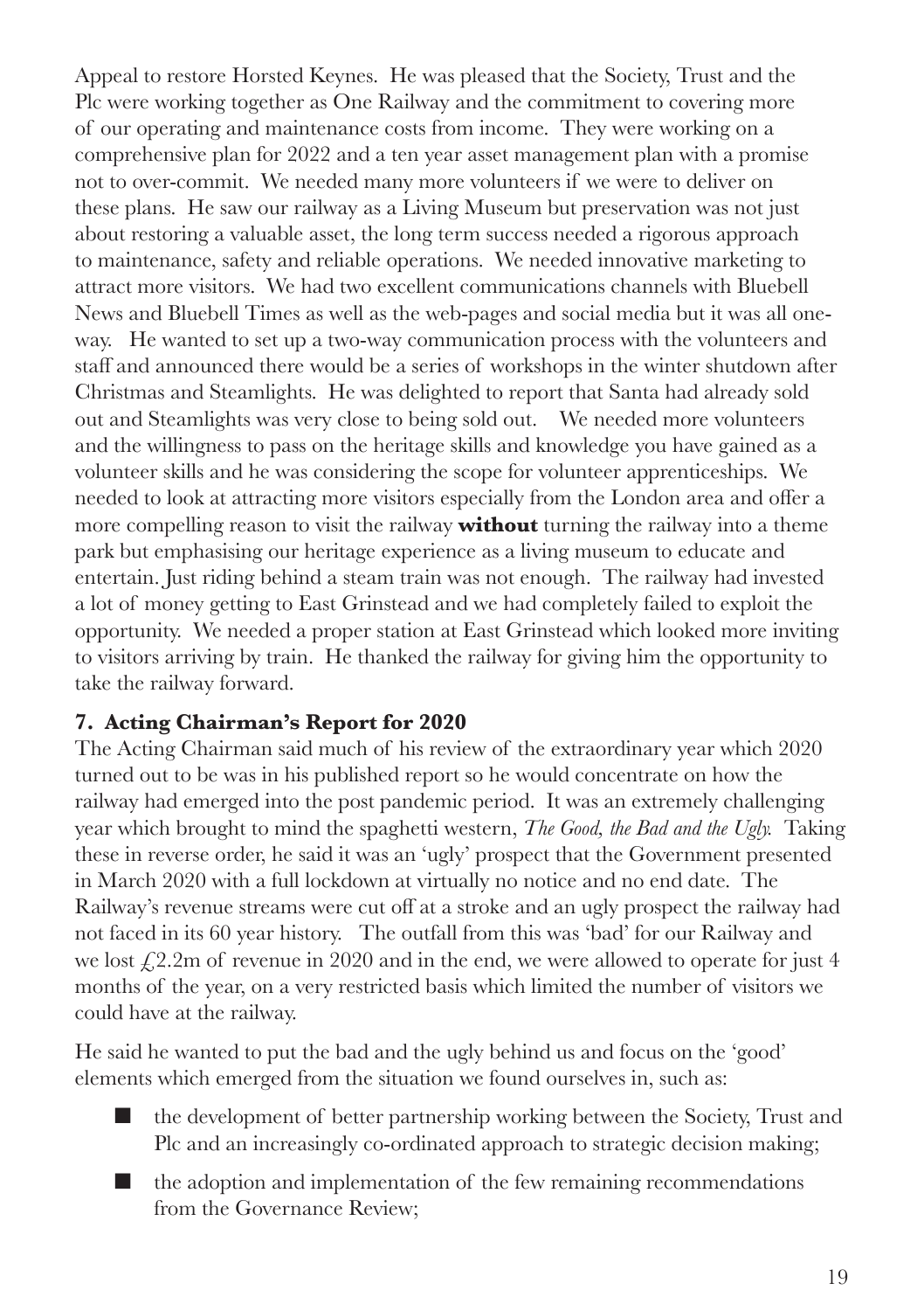Appeal to restore Horsted Keynes. He was pleased that the Society, Trust and the Plc were working together as One Railway and the commitment to covering more of our operating and maintenance costs from income. They were working on a comprehensive plan for 2022 and a ten year asset management plan with a promise not to over-commit. We needed many more volunteers if we were to deliver on these plans. He saw our railway as a Living Museum but preservation was not just about restoring a valuable asset, the long term success needed a rigorous approach to maintenance, safety and reliable operations. We needed innovative marketing to attract more visitors. We had two excellent communications channels with Bluebell News and Bluebell Times as well as the web-pages and social media but it was all one-way. He wanted to set up a two-way communication process with the volunteers and staff and announced there would be a series of workshops in the winter shutdown after Christmas and Steamlights. He was delighted to report that Santa had already sold out and Steamlights was very close to being sold out. We needed more volunteers and the willingness to pass on the heritage skills and knowledge you have gained as a volunteer skills and he was considering the scope for volunteer apprenticeships. We needed to look at attracting more visitors especially from the London area and offer a more compelling reason to visit the railway **without** turning the railway into a theme park but emphasising our heritage experience as a living museum to educate and entertain. Just riding behind a steam train was not enough. The railway had invested a lot of money getting to East Grinstead and we had completely failed to exploit the opportunity. We needed a proper station at East Grinstead which looked more inviting to visitors arriving by train. He thanked the railway for giving him the opportunity to take the railway forward.

### 7. Acting Chairman's Report for 2020

The Acting Chairman said much of his review of the extraordinary year which 2020 turned out to be was in his published report so he would concentrate on how the railway had emerged into the post pandemic period. It was an extremely challenging year which brought to mind the spaghetti western, *The Good, the Bad and the Ugly.* Taking these in reverse order, he said it was an 'ugly' prospect that the Government presented in March 2020 with a full lockdown at virtually no notice and no end date. The Railway's revenue streams were cut off at a stroke and an ugly prospect the railway had not faced in its 60 year history. The outfall from this was 'bad' for our Railway and we lost £2.2m of revenue in 2020 and in the end, we were allowed to operate for just 4 months of the year, on a very restricted basis which limited the number of visitors we could have at the railway.

He said he wanted to put the bad and the ugly behind us and focus on the 'good' elements which emerged from the situation we found ourselves in, such as:

- the development of better partnership working between the Society, Trust and Plc and an increasingly co-ordinated approach to strategic decision making;
- the adoption and implementation of the few remaining recommendations from the Governance Review;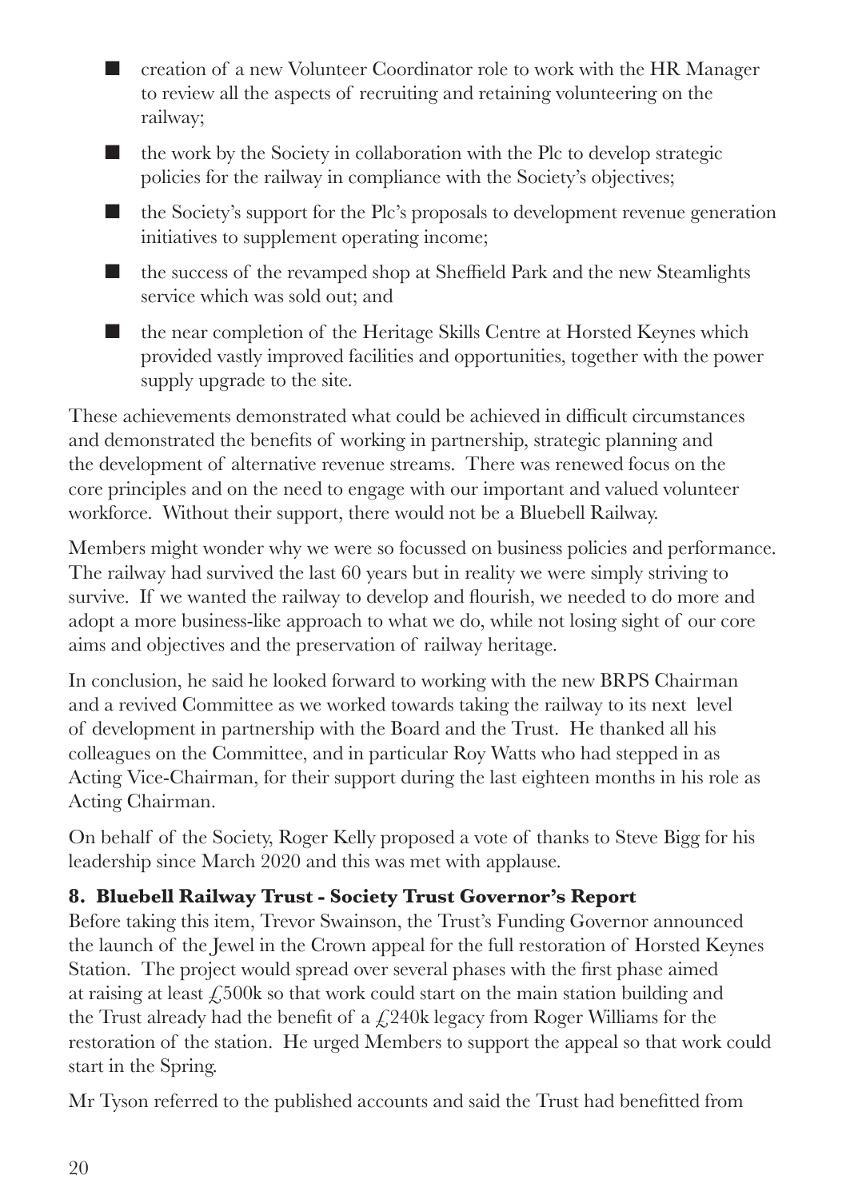- creation of a new Volunteer Coordinator role to work with the HR Manager to review all the aspects of recruiting and retaining volunteering on the railway;
- the work by the Society in collaboration with the Plc to develop strategic policies for the railway in compliance with the Society's objectives;
- the Society's support for the Plc's proposals to development revenue generation initiatives to supplement operating income;
- the success of the revamped shop at Sheffield Park and the new Steamlights service which was sold out; and
- the near completion of the Heritage Skills Centre at Horsted Keynes which provided vastly improved facilities and opportunities, together with the power supply upgrade to the site.

These achievements demonstrated what could be achieved in difficult circumstances and demonstrated the benefits of working in partnership, strategic planning and the development of alternative revenue streams. There was renewed focus on the core principles and on the need to engage with our important and valued volunteer workforce. Without their support, there would not be a Bluebell Railway.

Members might wonder why we were so focussed on business policies and performance. The railway had survived the last 60 years but in reality we were simply striving to survive. If we wanted the railway to develop and flourish, we needed to do more and adopt a more business-like approach to what we do, while not losing sight of our core aims and objectives and the preservation of railway heritage.

In conclusion, he said he looked forward to working with the new BRPS Chairman and a revived Committee as we worked towards taking the railway to its next level of development in partnership with the Board and the Trust. He thanked all his colleagues on the Committee, and in particular Roy Watts who had stepped in as Acting Vice-Chairman, for their support during the last eighteen months in his role as Acting Chairman.

On behalf of the Society, Roger Kelly proposed a vote of thanks to Steve Bigg for his leadership since March 2020 and this was met with applause.

### 8. Bluebell Railway Trust - Society Trust Governor's Report

Before taking this item, Trevor Swainson, the Trust's Funding Governor announced the launch of the Jewel in the Crown appeal for the full restoration of Horsted Keynes Station. The project would spread over several phases with the first phase aimed at raising at least £500k so that work could start on the main station building and the Trust already had the benefit of a £240k legacy from Roger Williams for the restoration of the station. He urged Members to support the appeal so that work could start in the Spring.

Mr Tyson referred to the published accounts and said the Trust had benefitted from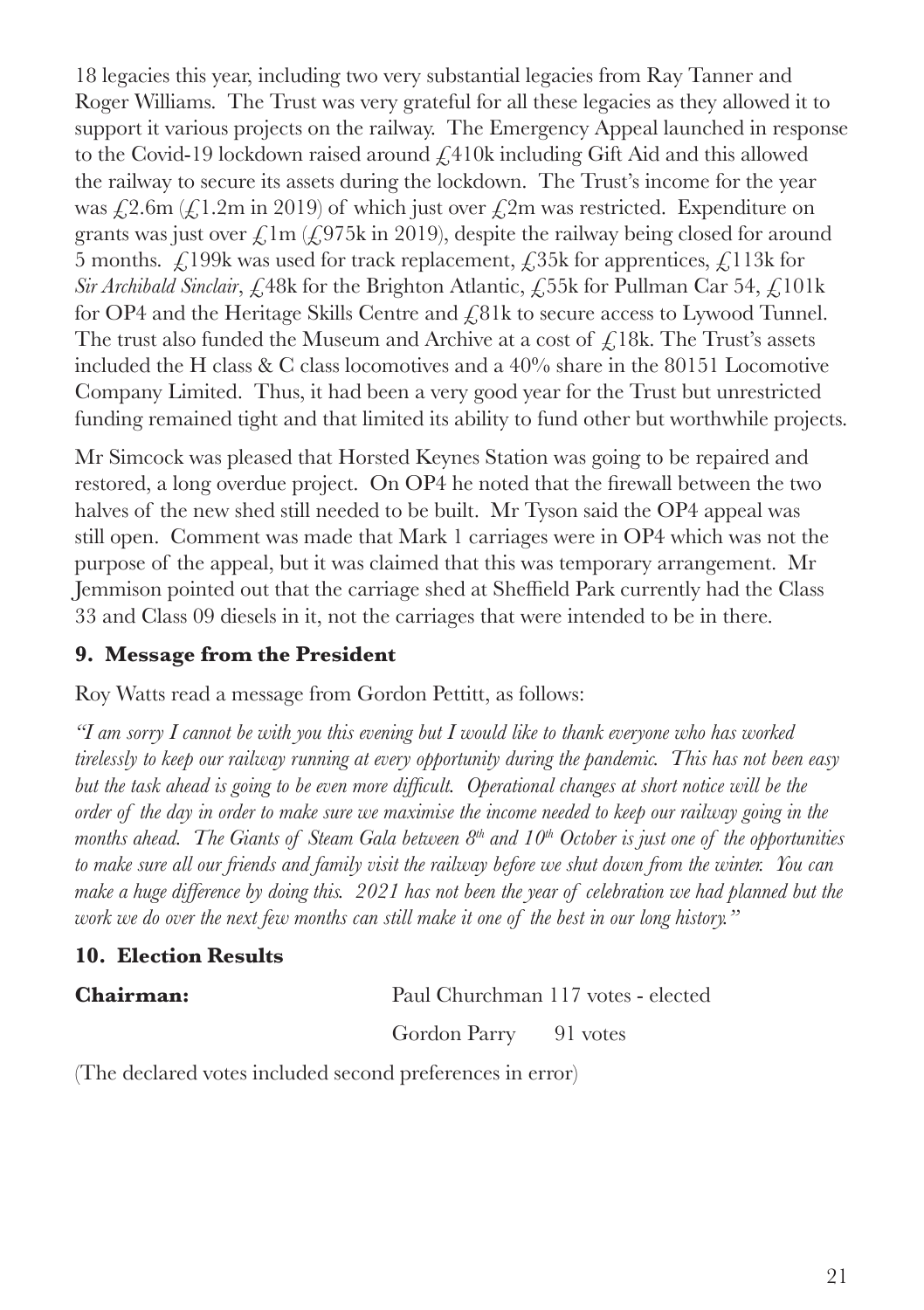18 legacies this year, including two very substantial legacies from Ray Tanner and Roger Williams. The Trust was very grateful for all these legacies as they allowed it to support it various projects on the railway. The Emergency Appeal launched in response to the Covid-19 lockdown raised around £410k including Gift Aid and this allowed the railway to secure its assets during the lockdown. The Trust's income for the year was £2.6m (£1.2m in 2019) of which just over £2m was restricted. Expenditure on grants was just over £1m (£975k in 2019), despite the railway being closed for around 5 months. £199k was used for track replacement, £35k for apprentices, £113k for *Sir Archibald Sinclair*, £48k for the Brighton Atlantic, £55k for Pullman Car 54, £101k for OP4 and the Heritage Skills Centre and £81k to secure access to Lywood Tunnel. The trust also funded the Museum and Archive at a cost of £18k. The Trust's assets included the H class & C class locomotives and a 40% share in the 80151 Locomotive Company Limited. Thus, it had been a very good year for the Trust but unrestricted funding remained tight and that limited its ability to fund other but worthwhile projects.

Mr Simcock was pleased that Horsted Keynes Station was going to be repaired and restored, a long overdue project. On OP4 he noted that the firewall between the two halves of the new shed still needed to be built. Mr Tyson said the OP4 appeal was still open. Comment was made that Mark 1 carriages were in OP4 which was not the purpose of the appeal, but it was claimed that this was temporary arrangement. Mr Jemmison pointed out that the carriage shed at Sheffield Park currently had the Class 33 and Class 09 diesels in it, not the carriages that were intended to be in there.

### 9. Message from the President

Roy Watts read a message from Gordon Pettitt, as follows:

*"I am sorry I cannot be with you this evening but I would like to thank everyone who has worked tirelessly to keep our railway running at every opportunity during the pandemic. This has not been easy but the task ahead is going to be even more difficult. Operational changes at short notice will be the order of the day in order to make sure we maximise the income needed to keep our railway going in the months ahead. The Giants of Steam Gala between 8th and 10th October is just one of the opportunities to make sure all our friends and family visit the railway before we shut down from the winter. You can make a huge difference by doing this. 2021 has not been the year of celebration we had planned but the work we do over the next few months can still make it one of the best in our long history."*

### 10. Election Results

| | |
|---|---|
| **Chairman:** | Paul Churchman 117 votes - elected |
| | Gordon Parry 91 votes |

(The declared votes included second preferences in error)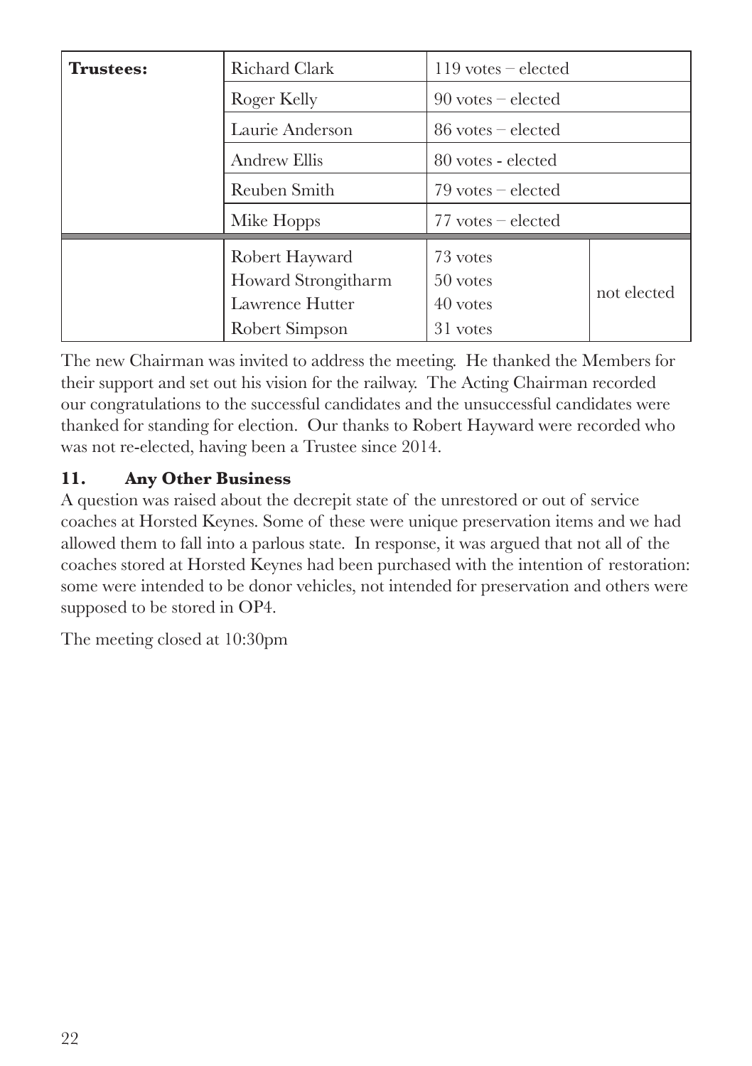| **Trustees:** | Richard Clark | 119 votes – elected | |
|---|---|---|---|
| | Roger Kelly | 90 votes – elected | |
| | Laurie Anderson | 86 votes – elected | |
| | Andrew Ellis | 80 votes - elected | |
| | Reuben Smith | 79 votes – elected | |
| | Mike Hopps | 77 votes – elected | |
| | Robert Hayward | 73 votes | not elected |
| | Howard Strongitharm | 50 votes | not elected |
| | Lawrence Hutter | 40 votes | not elected |
| | Robert Simpson | 31 votes | not elected |

The new Chairman was invited to address the meeting. He thanked the Members for their support and set out his vision for the railway. The Acting Chairman recorded our congratulations to the successful candidates and the unsuccessful candidates were thanked for standing for election. Our thanks to Robert Hayward were recorded who was not re-elected, having been a Trustee since 2014.

### 11. Any Other Business

A question was raised about the decrepit state of the unrestored or out of service coaches at Horsted Keynes. Some of these were unique preservation items and we had allowed them to fall into a parlous state. In response, it was argued that not all of the coaches stored at Horsted Keynes had been purchased with the intention of restoration: some were intended to be donor vehicles, not intended for preservation and others were supposed to be stored in OP4.

The meeting closed at 10:30pm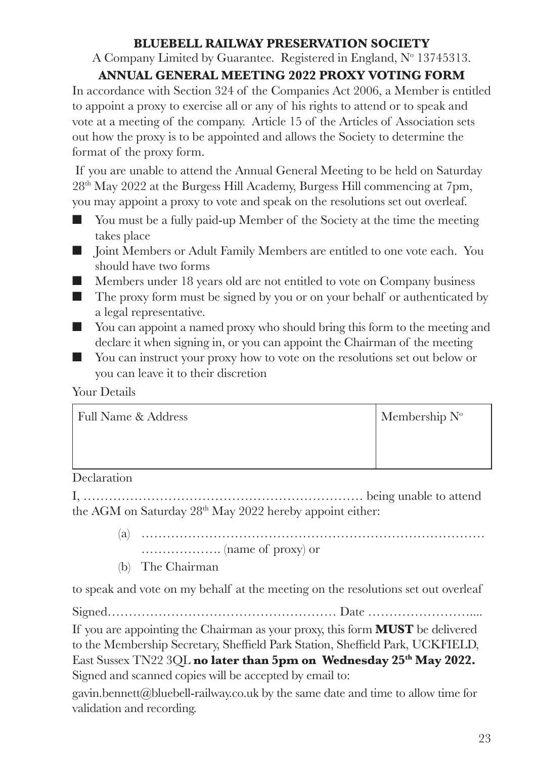**BLUEBELL RAILWAY PRESERVATION SOCIETY**

A Company Limited by Guarantee. Registered in England, Nº 13745313.

**ANNUAL GENERAL MEETING 2022 PROXY VOTING FORM**

In accordance with Section 324 of the Companies Act 2006, a Member is entitled to appoint a proxy to exercise all or any of his rights to attend or to speak and vote at a meeting of the company. Article 15 of the Articles of Association sets out how the proxy is to be appointed and allows the Society to determine the format of the proxy form.

If you are unable to attend the Annual General Meeting to be held on Saturday 28th May 2022 at the Burgess Hill Academy, Burgess Hill commencing at 7pm, you may appoint a proxy to vote and speak on the resolutions set out overleaf.

- You must be a fully paid-up Member of the Society at the time the meeting takes place
- Joint Members or Adult Family Members are entitled to one vote each. You should have two forms
- Members under 18 years old are not entitled to vote on Company business
- The proxy form must be signed by you or on your behalf or authenticated by a legal representative.
- You can appoint a named proxy who should bring this form to the meeting and declare it when signing in, or you can appoint the Chairman of the meeting
- You can instruct your proxy how to vote on the resolutions set out below or you can leave it to their discretion

Your Details

| Full Name & Address | Membership Nº |
|---|---|
| | |

Declaration

I, ………………………………………………………… being unable to attend the AGM on Saturday 28th May 2022 hereby appoint either:

(a) ……………………………………………………………………… ………………. (name of proxy) or

(b) The Chairman

to speak and vote on my behalf at the meeting on the resolutions set out overleaf

Signed……………………………………………… Date ……………………....

If you are appointing the Chairman as your proxy, this form **MUST** be delivered to the Membership Secretary, Sheffield Park Station, Sheffield Park, UCKFIELD, East Sussex TN22 3QL **no later than 5pm on Wednesday 25th May 2022.** Signed and scanned copies will be accepted by email to:

gavin.bennett@bluebell-railway.co.uk by the same date and time to allow time for validation and recording.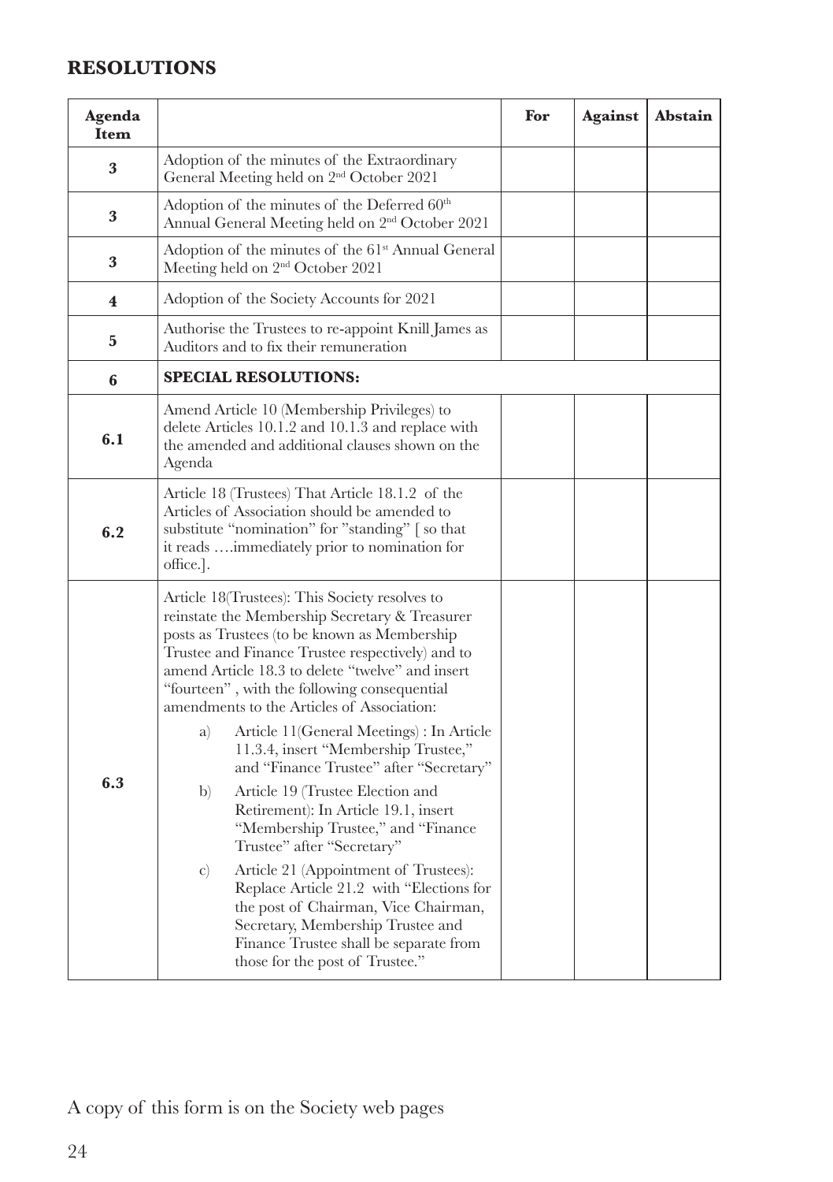## RESOLUTIONS

| Agenda Item | | For | Against | Abstain |
|---|---|---|---|---|
| **3** | Adoption of the minutes of the Extraordinary General Meeting held on 2nd October 2021 | | | |
| **3** | Adoption of the minutes of the Deferred 60th Annual General Meeting held on 2nd October 2021 | | | |
| **3** | Adoption of the minutes of the 61st Annual General Meeting held on 2nd October 2021 | | | |
| **4** | Adoption of the Society Accounts for 2021 | | | |
| **5** | Authorise the Trustees to re-appoint Knill James as Auditors and to fix their remuneration | | | |
| **6** | **SPECIAL RESOLUTIONS:** | | | |
| **6.1** | Amend Article 10 (Membership Privileges) to delete Articles 10.1.2 and 10.1.3 and replace with the amended and additional clauses shown on the Agenda | | | |
| **6.2** | Article 18 (Trustees) That Article 18.1.2 of the Articles of Association should be amended to substitute "nomination" for "standing" [ so that it reads ….immediately prior to nomination for office.]. | | | |
| **6.3** | Article 18(Trustees): This Society resolves to reinstate the Membership Secretary & Treasurer posts as Trustees (to be known as Membership Trustee and Finance Trustee respectively) and to amend Article 18.3 to delete "twelve" and insert "fourteen" , with the following consequential amendments to the Articles of Association: <br> a) Article 11(General Meetings) : In Article 11.3.4, insert "Membership Trustee," and "Finance Trustee" after "Secretary" <br> b) Article 19 (Trustee Election and Retirement): In Article 19.1, insert "Membership Trustee," and "Finance Trustee" after "Secretary" <br> c) Article 21 (Appointment of Trustees): Replace Article 21.2 with "Elections for the post of Chairman, Vice Chairman, Secretary, Membership Trustee and Finance Trustee shall be separate from those for the post of Trustee." | | | |

A copy of this form is on the Society web pages